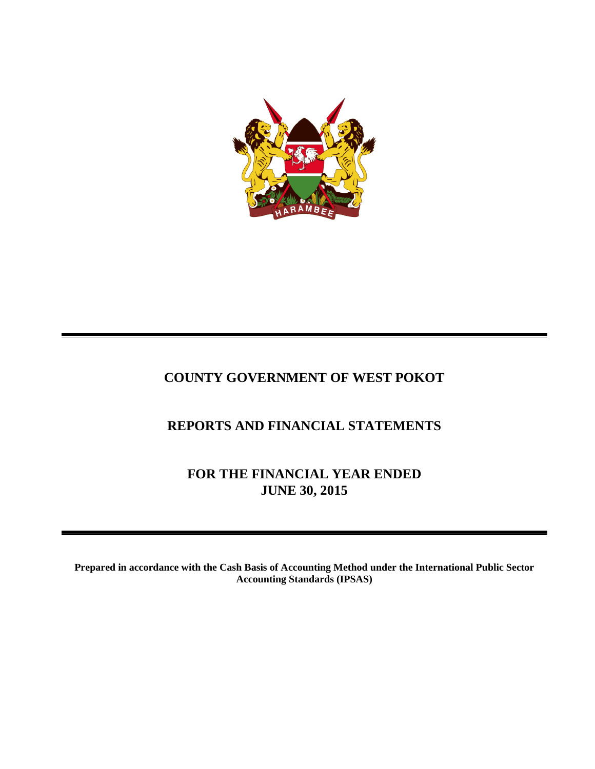# COUNTY GOVERNMENT OF WEST POKOT

## REPORTS AND FINANCIAL STATEMENTS

## FOR THE FINANCIAL YEAR ENDED JUNE 30, 2015

**Prepared in accordance with the Cash Basis of Accounting Method under the International Public Sector Accounting Standards (IPSAS)**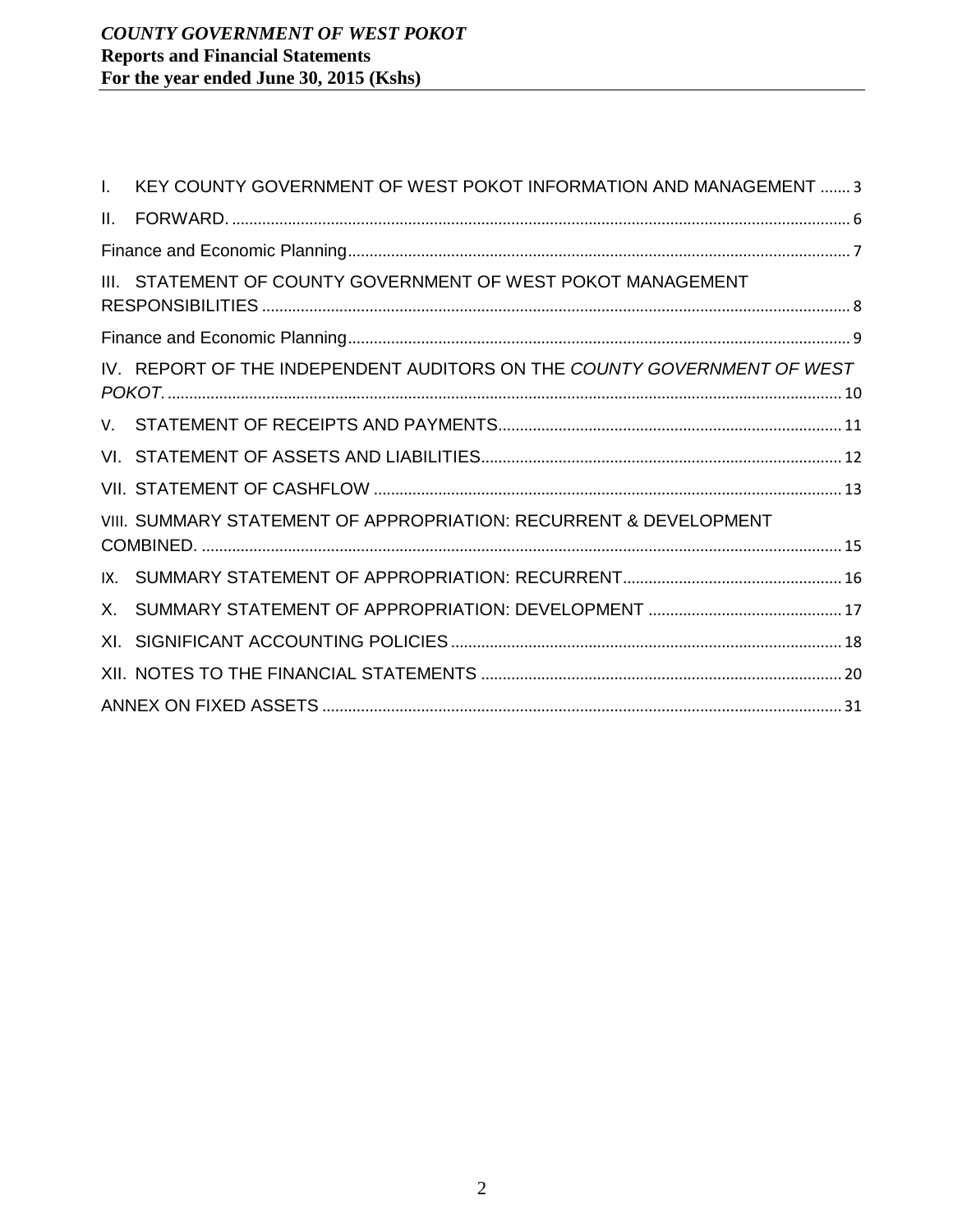I. KEY COUNTY GOVERNMENT OF WEST POKOT INFORMATION AND MANAGEMENT ....... 3

II. FORWARD. ........................................................................................................................................ 6

Finance and Economic Planning........................................................................................................ 7

III. STATEMENT OF COUNTY GOVERNMENT OF WEST POKOT MANAGEMENT RESPONSIBILITIES ........................................................................................................................... 8

Finance and Economic Planning........................................................................................................ 9

IV. REPORT OF THE INDEPENDENT AUDITORS ON THE *COUNTY GOVERNMENT OF WEST POKOT*. ........................................................................................................................................ 10

V. STATEMENT OF RECEIPTS AND PAYMENTS................................................................................ 11

VI. STATEMENT OF ASSETS AND LIABILITIES.................................................................................... 12

VII. STATEMENT OF CASHFLOW ......................................................................................................... 13

VIII. SUMMARY STATEMENT OF APPROPRIATION: RECURRENT & DEVELOPMENT COMBINED. ...................................................................................................................................... 15

IX. SUMMARY STATEMENT OF APPROPRIATION: RECURRENT.................................................. 16

X. SUMMARY STATEMENT OF APPROPRIATION: DEVELOPMENT ............................................ 17

XI. SIGNIFICANT ACCOUNTING POLICIES .......................................................................................... 18

XII. NOTES TO THE FINANCIAL STATEMENTS .................................................................................. 20

ANNEX ON FIXED ASSETS .................................................................................................................. 31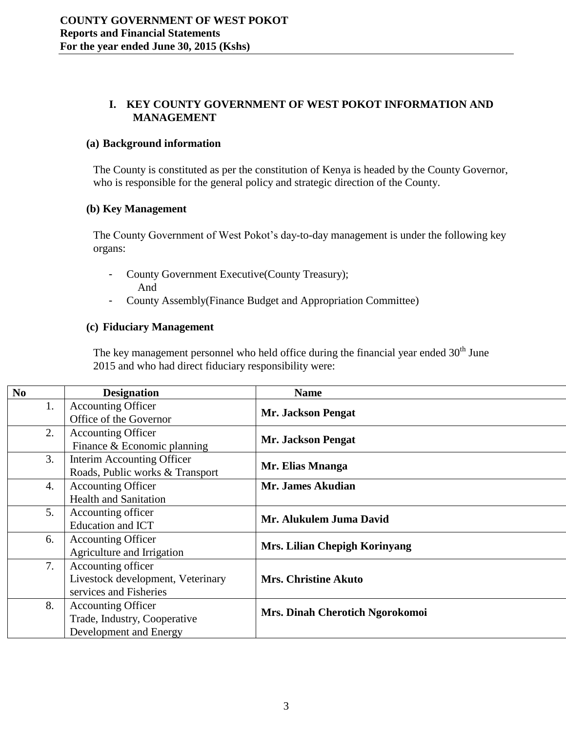# I. KEY COUNTY GOVERNMENT OF WEST POKOT INFORMATION AND MANAGEMENT

## (a) Background information

The County is constituted as per the constitution of Kenya is headed by the County Governor, who is responsible for the general policy and strategic direction of the County.

## (b) Key Management

The County Government of West Pokot's day-to-day management is under the following key organs:

- County Government Executive(County Treasury);
  And
- County Assembly(Finance Budget and Appropriation Committee)

## (c) Fiduciary Management

The key management personnel who held office during the financial year ended 30th June 2015 and who had direct fiduciary responsibility were:

| No | Designation | Name |
|---|---|---|
| 1. | Accounting Officer<br>Office of the Governor | **Mr. Jackson Pengat** |
| 2. | Accounting Officer<br>Finance & Economic planning | **Mr. Jackson Pengat** |
| 3. | Interim Accounting Officer<br>Roads, Public works & Transport | **Mr. Elias Mnanga** |
| 4. | Accounting Officer<br>Health and Sanitation | **Mr. James Akudian** |
| 5. | Accounting officer<br>Education and ICT | **Mr. Alukulem Juma David** |
| 6. | Accounting Officer<br>Agriculture and Irrigation | **Mrs. Lilian Chepigh Korinyang** |
| 7. | Accounting officer<br>Livestock development, Veterinary services and Fisheries | **Mrs. Christine Akuto** |
| 8. | Accounting Officer<br>Trade, Industry, Cooperative Development and Energy | **Mrs. Dinah Cherotich Ngorokomoi** |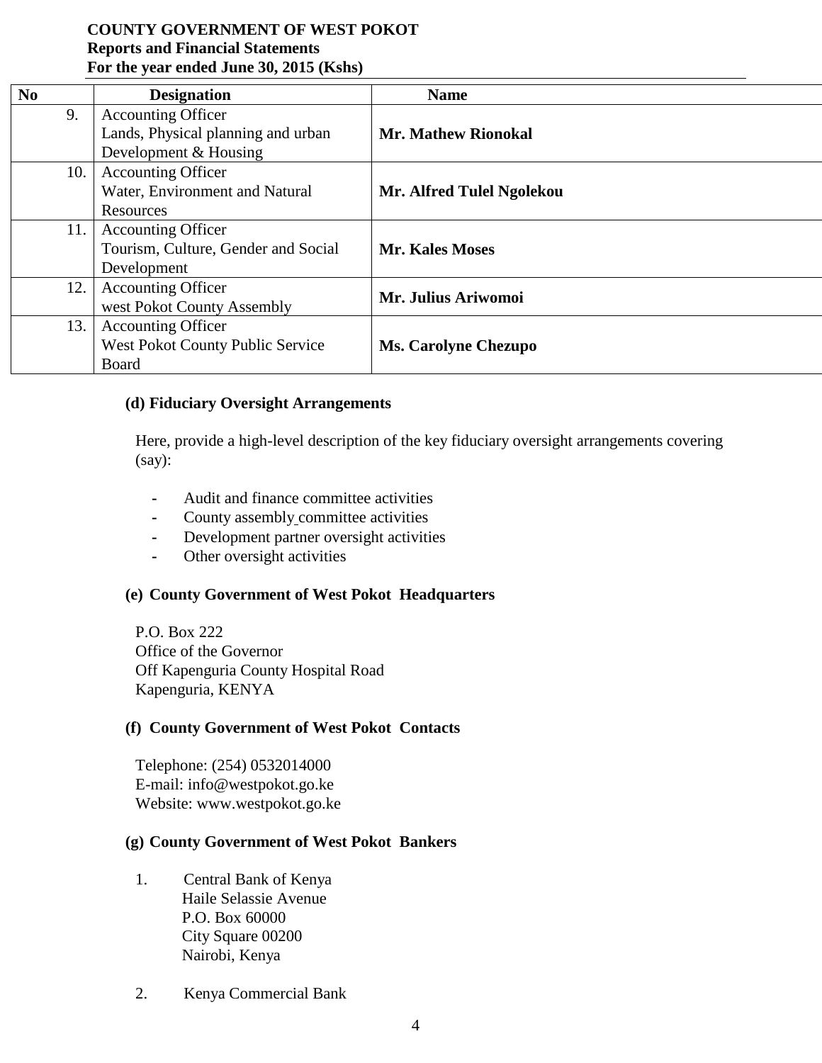| No | Designation | Name |
|---|---|---|
| 9. | Accounting Officer Lands, Physical planning and urban Development & Housing | **Mr. Mathew Rionokal** |
| 10. | Accounting Officer Water, Environment and Natural Resources | **Mr. Alfred Tulel Ngolekou** |
| 11. | Accounting Officer Tourism, Culture, Gender and Social Development | **Mr. Kales Moses** |
| 12. | Accounting Officer west Pokot County Assembly | **Mr. Julius Ariwomoi** |
| 13. | Accounting Officer West Pokot County Public Service Board | **Ms. Carolyne Chezupo** |

### (d) Fiduciary Oversight Arrangements

Here, provide a high-level description of the key fiduciary oversight arrangements covering (say):

- Audit and finance committee activities
- County assembly committee activities
- Development partner oversight activities
- Other oversight activities

### (e) County Government of West Pokot Headquarters

P.O. Box 222
Office of the Governor
Off Kapenguria County Hospital Road
Kapenguria, KENYA

### (f) County Government of West Pokot Contacts

Telephone: (254) 0532014000
E-mail: info@westpokot.go.ke
Website: www.westpokot.go.ke

### (g) County Government of West Pokot Bankers

1. Central Bank of Kenya
   Haile Selassie Avenue
   P.O. Box 60000
   City Square 00200
   Nairobi, Kenya

2. Kenya Commercial Bank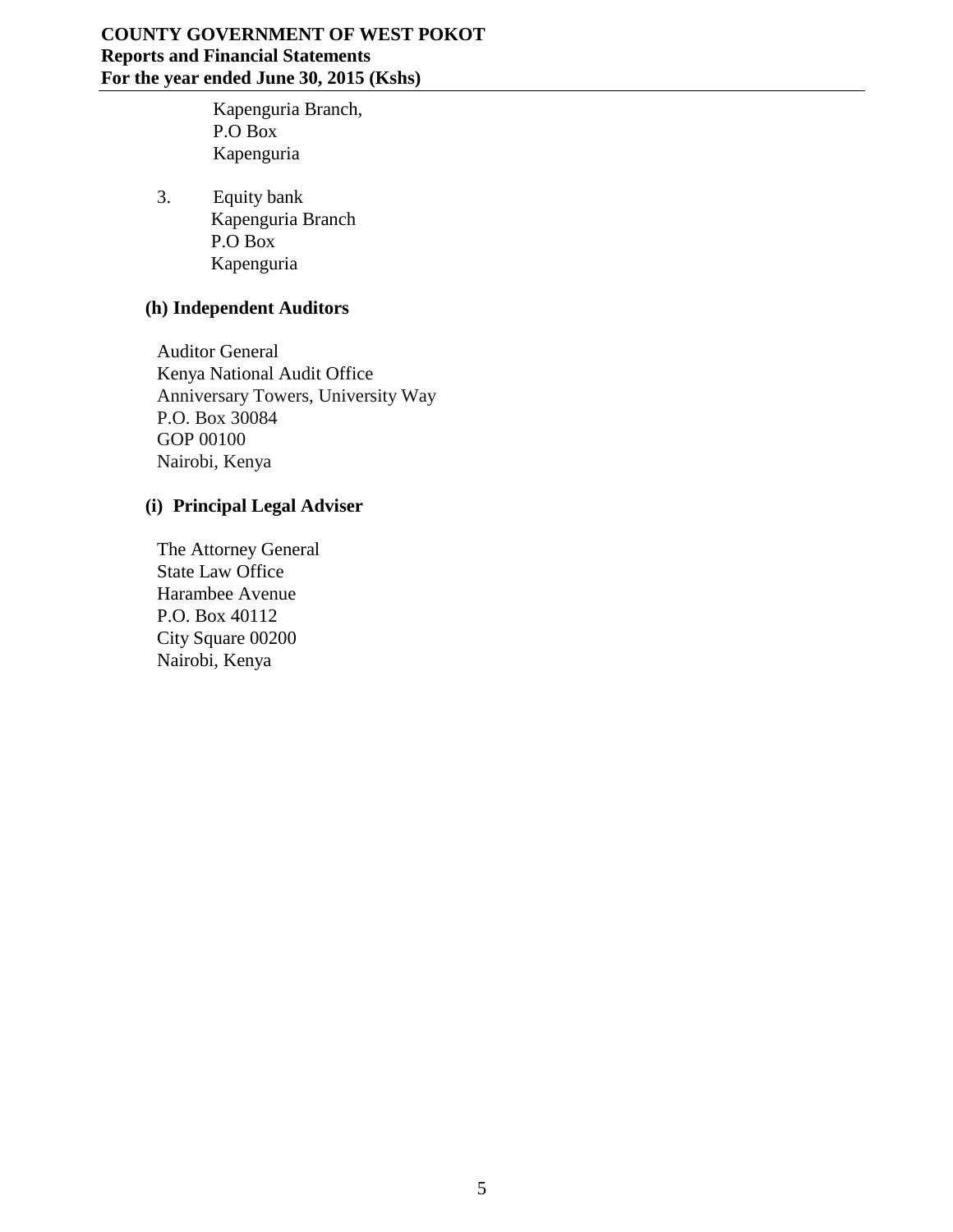Kapenguria Branch,
P.O Box
Kapenguria

3. Equity bank
   Kapenguria Branch
   P.O Box
   Kapenguria

**(h) Independent Auditors**

Auditor General
Kenya National Audit Office
Anniversary Towers, University Way
P.O. Box 30084
GOP 00100
Nairobi, Kenya

**(i) Principal Legal Adviser**

The Attorney General
State Law Office
Harambee Avenue
P.O. Box 40112
City Square 00200
Nairobi, Kenya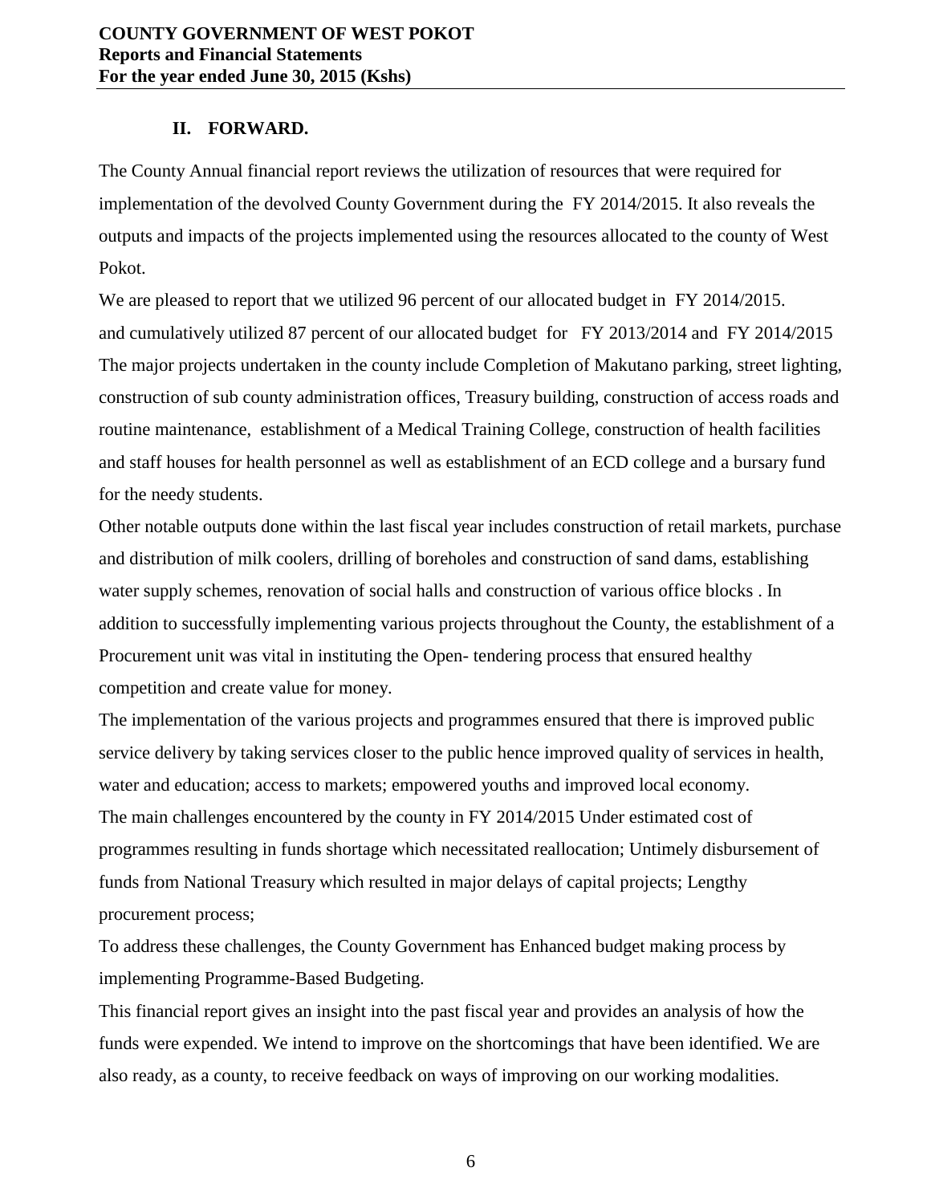## II. FORWARD.

The County Annual financial report reviews the utilization of resources that were required for implementation of the devolved County Government during the FY 2014/2015. It also reveals the outputs and impacts of the projects implemented using the resources allocated to the county of West Pokot.

We are pleased to report that we utilized 96 percent of our allocated budget in FY 2014/2015. and cumulatively utilized 87 percent of our allocated budget for FY 2013/2014 and FY 2014/2015 The major projects undertaken in the county include Completion of Makutano parking, street lighting, construction of sub county administration offices, Treasury building, construction of access roads and routine maintenance, establishment of a Medical Training College, construction of health facilities and staff houses for health personnel as well as establishment of an ECD college and a bursary fund for the needy students.

Other notable outputs done within the last fiscal year includes construction of retail markets, purchase and distribution of milk coolers, drilling of boreholes and construction of sand dams, establishing water supply schemes, renovation of social halls and construction of various office blocks . In addition to successfully implementing various projects throughout the County, the establishment of a Procurement unit was vital in instituting the Open- tendering process that ensured healthy competition and create value for money.

The implementation of the various projects and programmes ensured that there is improved public service delivery by taking services closer to the public hence improved quality of services in health, water and education; access to markets; empowered youths and improved local economy.

The main challenges encountered by the county in FY 2014/2015 Under estimated cost of programmes resulting in funds shortage which necessitated reallocation; Untimely disbursement of funds from National Treasury which resulted in major delays of capital projects; Lengthy procurement process;

To address these challenges, the County Government has Enhanced budget making process by implementing Programme-Based Budgeting.

This financial report gives an insight into the past fiscal year and provides an analysis of how the funds were expended. We intend to improve on the shortcomings that have been identified. We are also ready, as a county, to receive feedback on ways of improving on our working modalities.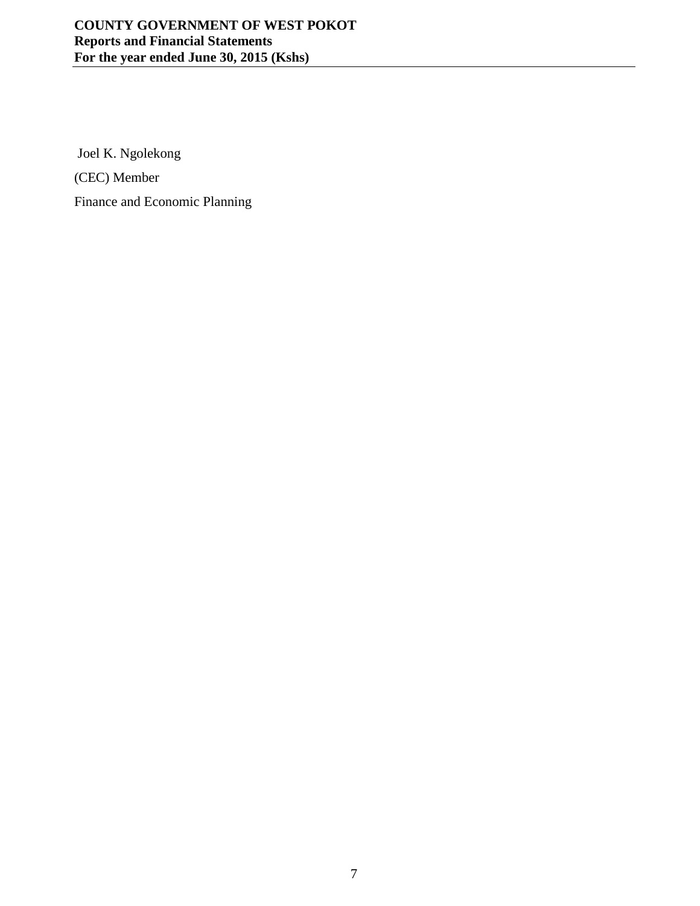Joel K. Ngolekong

(CEC) Member

Finance and Economic Planning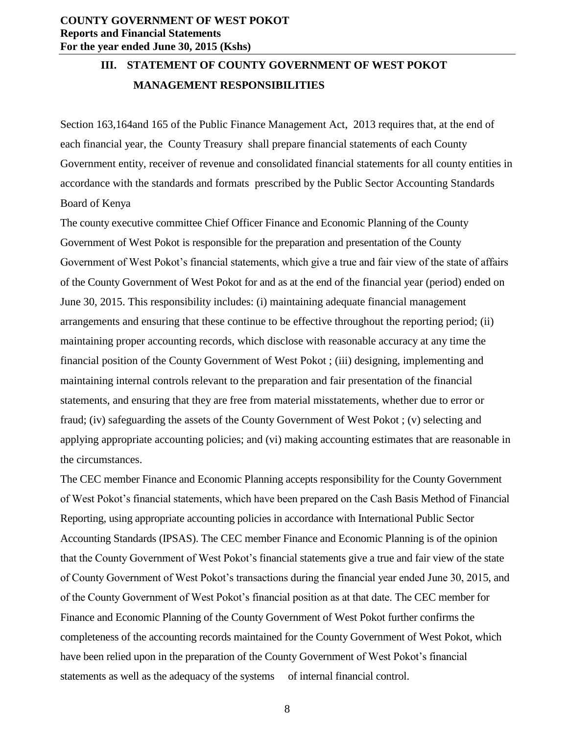## III. STATEMENT OF COUNTY GOVERNMENT OF WEST POKOT MANAGEMENT RESPONSIBILITIES

Section 163,164and 165 of the Public Finance Management Act, 2013 requires that, at the end of each financial year, the County Treasury shall prepare financial statements of each County Government entity, receiver of revenue and consolidated financial statements for all county entities in accordance with the standards and formats prescribed by the Public Sector Accounting Standards Board of Kenya

The county executive committee Chief Officer Finance and Economic Planning of the County Government of West Pokot is responsible for the preparation and presentation of the County Government of West Pokot's financial statements, which give a true and fair view of the state of affairs of the County Government of West Pokot for and as at the end of the financial year (period) ended on June 30, 2015. This responsibility includes: (i) maintaining adequate financial management arrangements and ensuring that these continue to be effective throughout the reporting period; (ii) maintaining proper accounting records, which disclose with reasonable accuracy at any time the financial position of the County Government of West Pokot ; (iii) designing, implementing and maintaining internal controls relevant to the preparation and fair presentation of the financial statements, and ensuring that they are free from material misstatements, whether due to error or fraud; (iv) safeguarding the assets of the County Government of West Pokot ; (v) selecting and applying appropriate accounting policies; and (vi) making accounting estimates that are reasonable in the circumstances.

The CEC member Finance and Economic Planning accepts responsibility for the County Government of West Pokot's financial statements, which have been prepared on the Cash Basis Method of Financial Reporting, using appropriate accounting policies in accordance with International Public Sector Accounting Standards (IPSAS). The CEC member Finance and Economic Planning is of the opinion that the County Government of West Pokot's financial statements give a true and fair view of the state of County Government of West Pokot's transactions during the financial year ended June 30, 2015, and of the County Government of West Pokot's financial position as at that date. The CEC member for Finance and Economic Planning of the County Government of West Pokot further confirms the completeness of the accounting records maintained for the County Government of West Pokot, which have been relied upon in the preparation of the County Government of West Pokot's financial statements as well as the adequacy of the systems of internal financial control.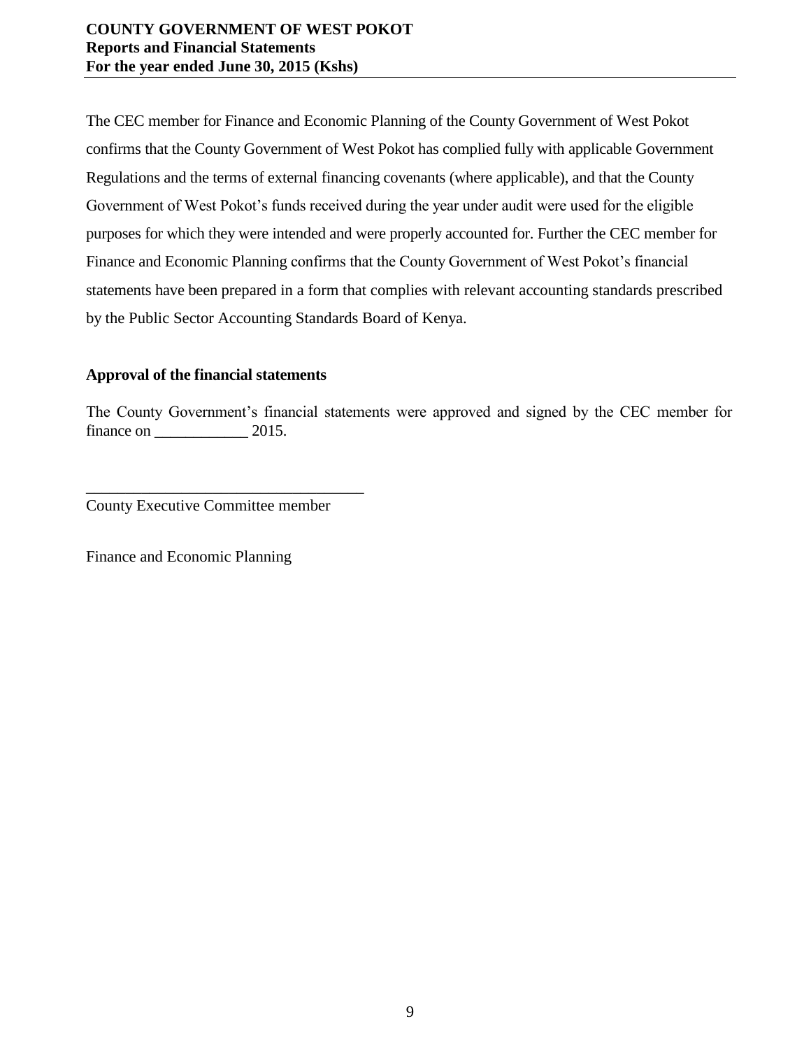The CEC member for Finance and Economic Planning of the County Government of West Pokot confirms that the County Government of West Pokot has complied fully with applicable Government Regulations and the terms of external financing covenants (where applicable), and that the County Government of West Pokot's funds received during the year under audit were used for the eligible purposes for which they were intended and were properly accounted for. Further the CEC member for Finance and Economic Planning confirms that the County Government of West Pokot's financial statements have been prepared in a form that complies with relevant accounting standards prescribed by the Public Sector Accounting Standards Board of Kenya.

**Approval of the financial statements**

The County Government's financial statements were approved and signed by the CEC member for finance on ____________ 2015.

___________________________________

County Executive Committee member

Finance and Economic Planning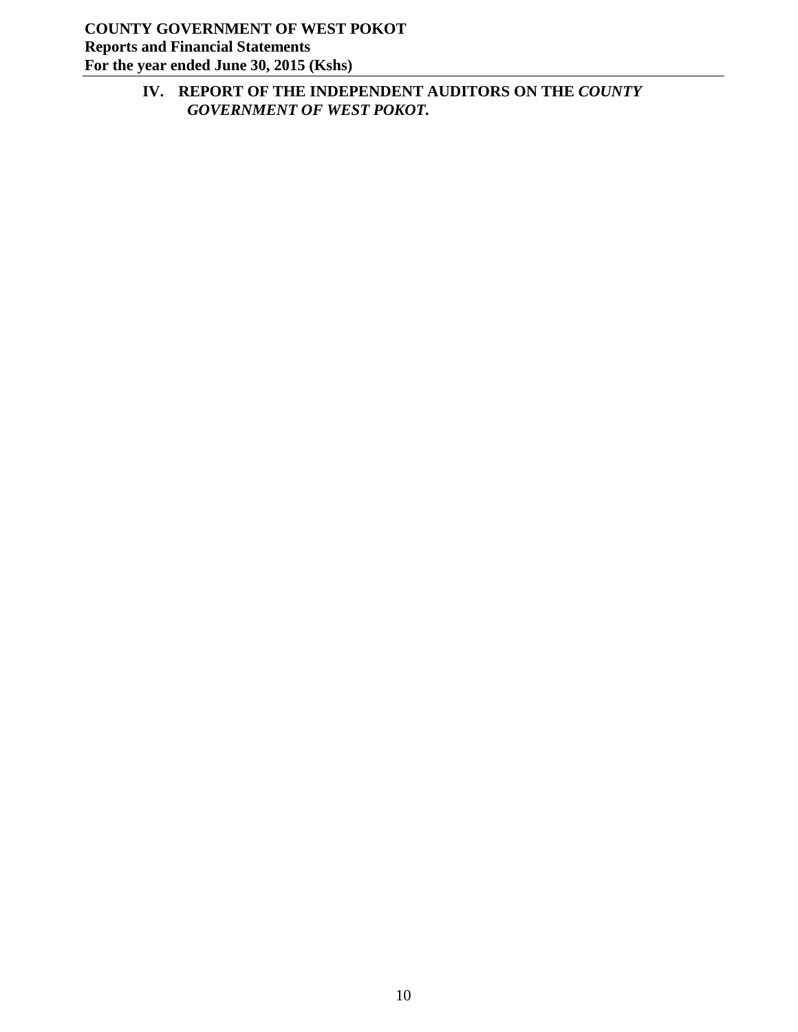## IV. REPORT OF THE INDEPENDENT AUDITORS ON THE *COUNTY GOVERNMENT OF WEST POKOT.*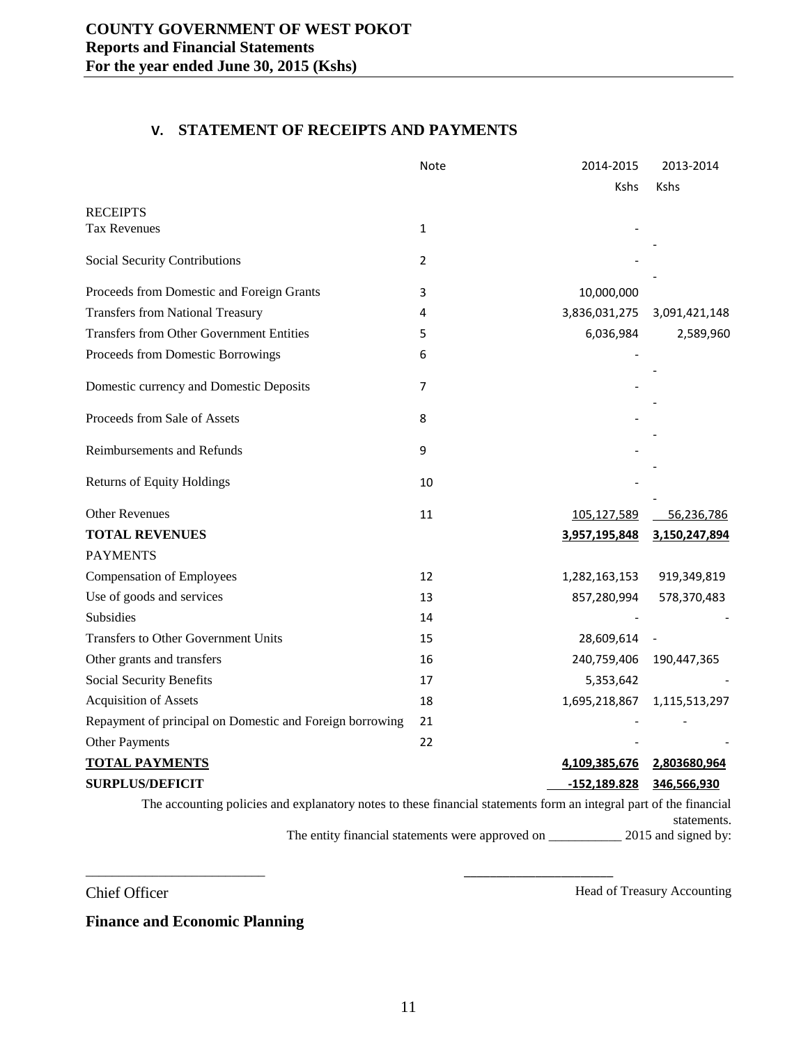## V. STATEMENT OF RECEIPTS AND PAYMENTS

| | Note | 2014-2015 Kshs | 2013-2014 Kshs |
|---|---|---|---|
| RECEIPTS | | | |
| Tax Revenues | 1 | - | - |
| Social Security Contributions | 2 | - | - |
| Proceeds from Domestic and Foreign Grants | 3 | 10,000,000 | |
| Transfers from National Treasury | 4 | 3,836,031,275 | 3,091,421,148 |
| Transfers from Other Government Entities | 5 | 6,036,984 | 2,589,960 |
| Proceeds from Domestic Borrowings | 6 | - | - |
| Domestic currency and Domestic Deposits | 7 | - | - |
| Proceeds from Sale of Assets | 8 | - | - |
| Reimbursements and Refunds | 9 | - | - |
| Returns of Equity Holdings | 10 | - | - |
| Other Revenues | 11 | 105,127,589 | 56,236,786 |
| **TOTAL REVENUES** | | **3,957,195,848** | **3,150,247,894** |
| PAYMENTS | | | |
| Compensation of Employees | 12 | 1,282,163,153 | 919,349,819 |
| Use of goods and services | 13 | 857,280,994 | 578,370,483 |
| Subsidies | 14 | - | - |
| Transfers to Other Government Units | 15 | 28,609,614 | - |
| Other grants and transfers | 16 | 240,759,406 | 190,447,365 |
| Social Security Benefits | 17 | 5,353,642 | - |
| Acquisition of Assets | 18 | 1,695,218,867 | 1,115,513,297 |
| Repayment of principal on Domestic and Foreign borrowing | 21 | - | - |
| Other Payments | 22 | - | - |
| **TOTAL PAYMENTS** | | **4,109,385,676** | **2,803680,964** |
| **SURPLUS/DEFICIT** | | **-152,189.828** | **346,566,930** |

The accounting policies and explanatory notes to these financial statements form an integral part of the financial statements.

The entity financial statements were approved on ___________ 2015 and signed by:

_________________________ _____________________

Chief Officer Head of Treasury Accounting

**Finance and Economic Planning**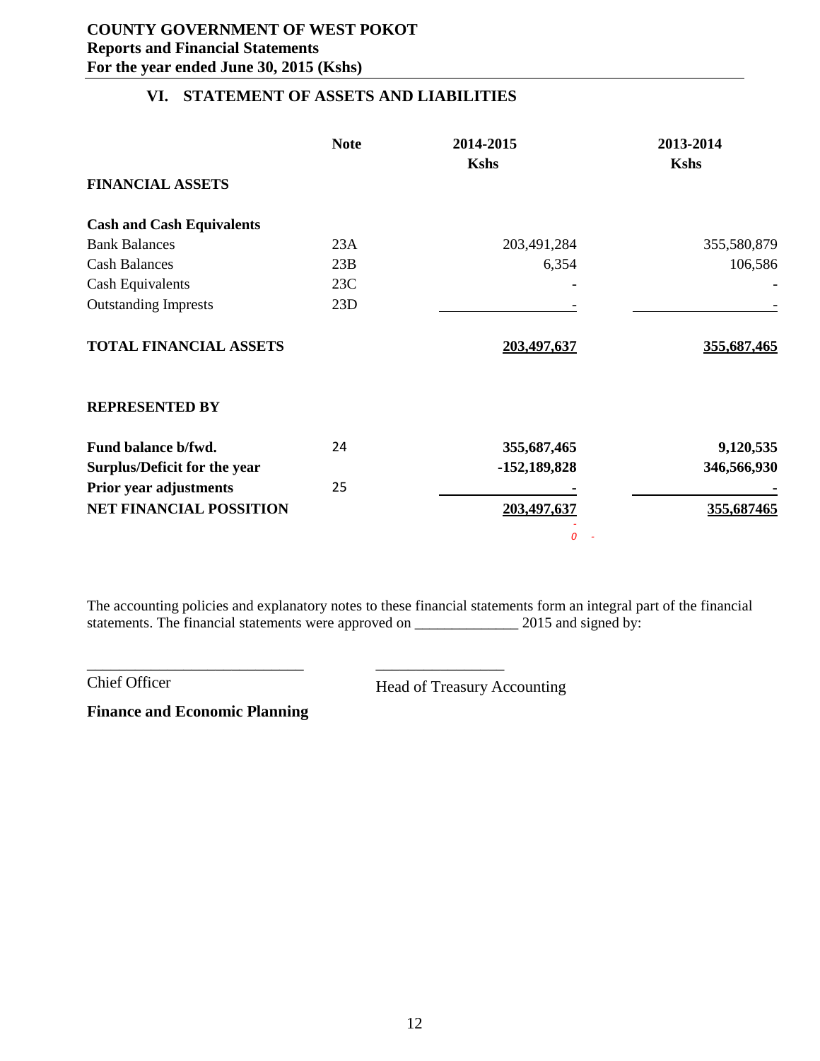# COUNTY GOVERNMENT OF WEST POKOT

**Reports and Financial Statements**

**For the year ended June 30, 2015 (Kshs)**

## VI. STATEMENT OF ASSETS AND LIABILITIES

| | Note | 2014-2015 Kshs | 2013-2014 Kshs |
|---|---|---|---|
| **FINANCIAL ASSETS** | | | |
| **Cash and Cash Equivalents** | | | |
| Bank Balances | 23A | 203,491,284 | 355,580,879 |
| Cash Balances | 23B | 6,354 | 106,586 |
| Cash Equivalents | 23C | - | - |
| Outstanding Imprests | 23D | - | - |
| **TOTAL FINANCIAL ASSETS** | | **203,497,637** | **355,687,465** |
| **REPRESENTED BY** | | | |
| **Fund balance b/fwd.** | 24 | **355,687,465** | **9,120,535** |
| **Surplus/Deficit for the year** | | **-152,189,828** | **346,566,930** |
| **Prior year adjustments** | 25 | **-** | **-** |
| **NET FINANCIAL POSSITION** | | **203,497,637** | **355,687465** |
| | | *0* - | |

The accounting policies and explanatory notes to these financial statements form an integral part of the financial statements. The financial statements were approved on \_\_\_\_\_\_\_\_\_\_\_\_\_\_ 2015 and signed by:

\_\_\_\_\_\_\_\_\_\_\_\_\_\_\_\_\_\_\_\_\_\_\_\_\_\_\_\_ \_\_\_\_\_\_\_\_\_\_\_\_\_\_\_\_\_

Chief Officer Head of Treasury Accounting

**Finance and Economic Planning**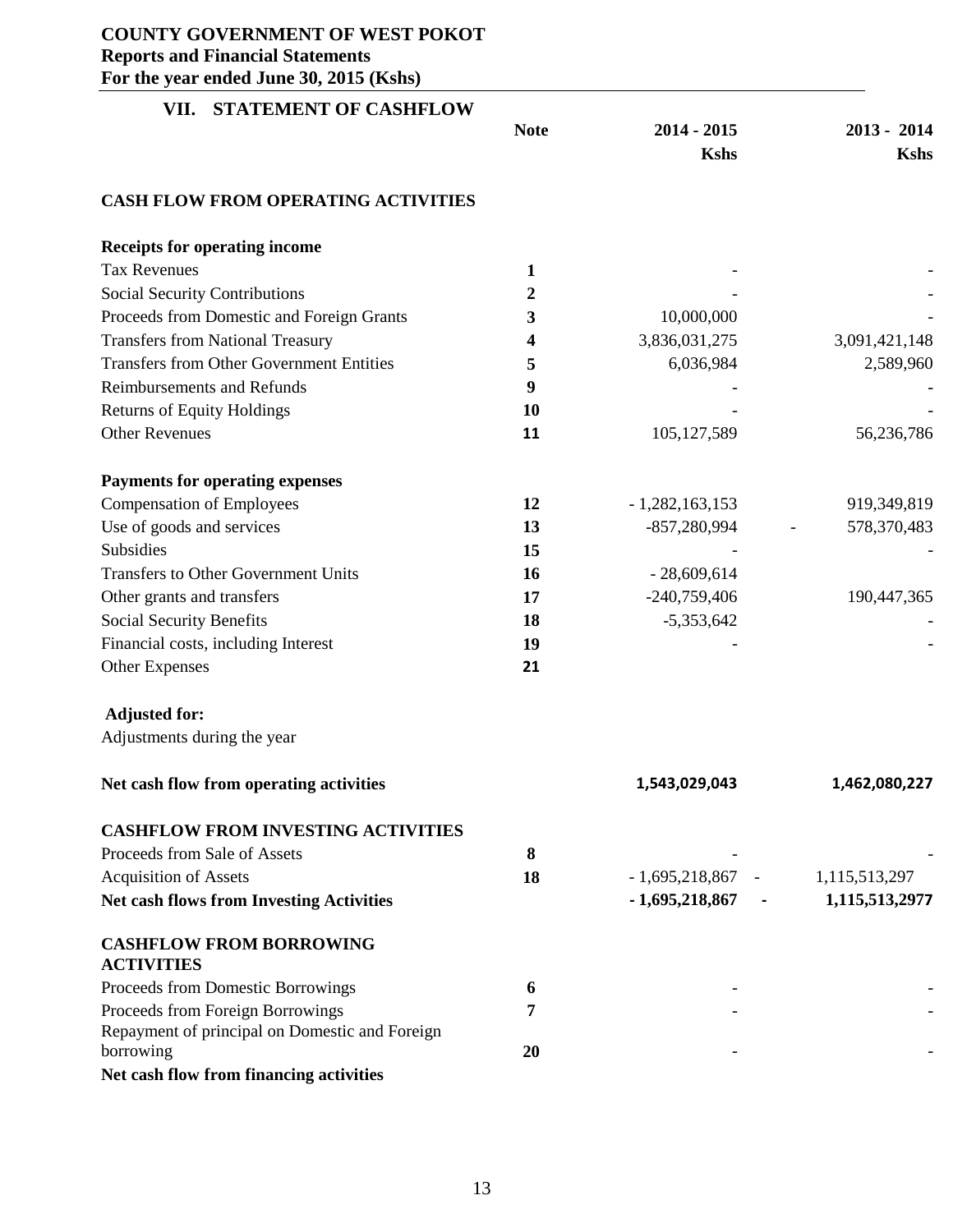**COUNTY GOVERNMENT OF WEST POKOT**
**Reports and Financial Statements**
**For the year ended June 30, 2015 (Kshs)**

## VII. STATEMENT OF CASHFLOW

| | Note | 2014 - 2015 Kshs | 2013 - 2014 Kshs |
|---|---|---|---|
| **CASH FLOW FROM OPERATING ACTIVITIES** | | | |
| **Receipts for operating income** | | | |
| Tax Revenues | 1 | - | - |
| Social Security Contributions | 2 | - | - |
| Proceeds from Domestic and Foreign Grants | 3 | 10,000,000 | - |
| Transfers from National Treasury | 4 | 3,836,031,275 | 3,091,421,148 |
| Transfers from Other Government Entities | 5 | 6,036,984 | 2,589,960 |
| Reimbursements and Refunds | 9 | - | - |
| Returns of Equity Holdings | 10 | - | - |
| Other Revenues | 11 | 105,127,589 | 56,236,786 |
| **Payments for operating expenses** | | | |
| Compensation of Employees | 12 | - 1,282,163,153 | 919,349,819 |
| Use of goods and services | 13 | -857,280,994 | - 578,370,483 |
| Subsidies | 15 | - | - |
| Transfers to Other Government Units | 16 | - 28,609,614 | |
| Other grants and transfers | 17 | -240,759,406 | 190,447,365 |
| Social Security Benefits | 18 | -5,353,642 | - |
| Financial costs, including Interest | 19 | - | - |
| Other Expenses | 21 | | |
| **Adjusted for:** | | | |
| Adjustments during the year | | | |
| **Net cash flow from operating activities** | | **1,543,029,043** | **1,462,080,227** |
| **CASHFLOW FROM INVESTING ACTIVITIES** | | | |
| Proceeds from Sale of Assets | 8 | - | - |
| Acquisition of Assets | 18 | - 1,695,218,867 | - 1,115,513,297 |
| **Net cash flows from Investing Activities** | | **- 1,695,218,867** | **- 1,115,513,2977** |
| **CASHFLOW FROM BORROWING ACTIVITIES** | | | |
| Proceeds from Domestic Borrowings | 6 | - | - |
| Proceeds from Foreign Borrowings | 7 | - | - |
| Repayment of principal on Domestic and Foreign borrowing | 20 | - | - |
| **Net cash flow from financing activities** | | | |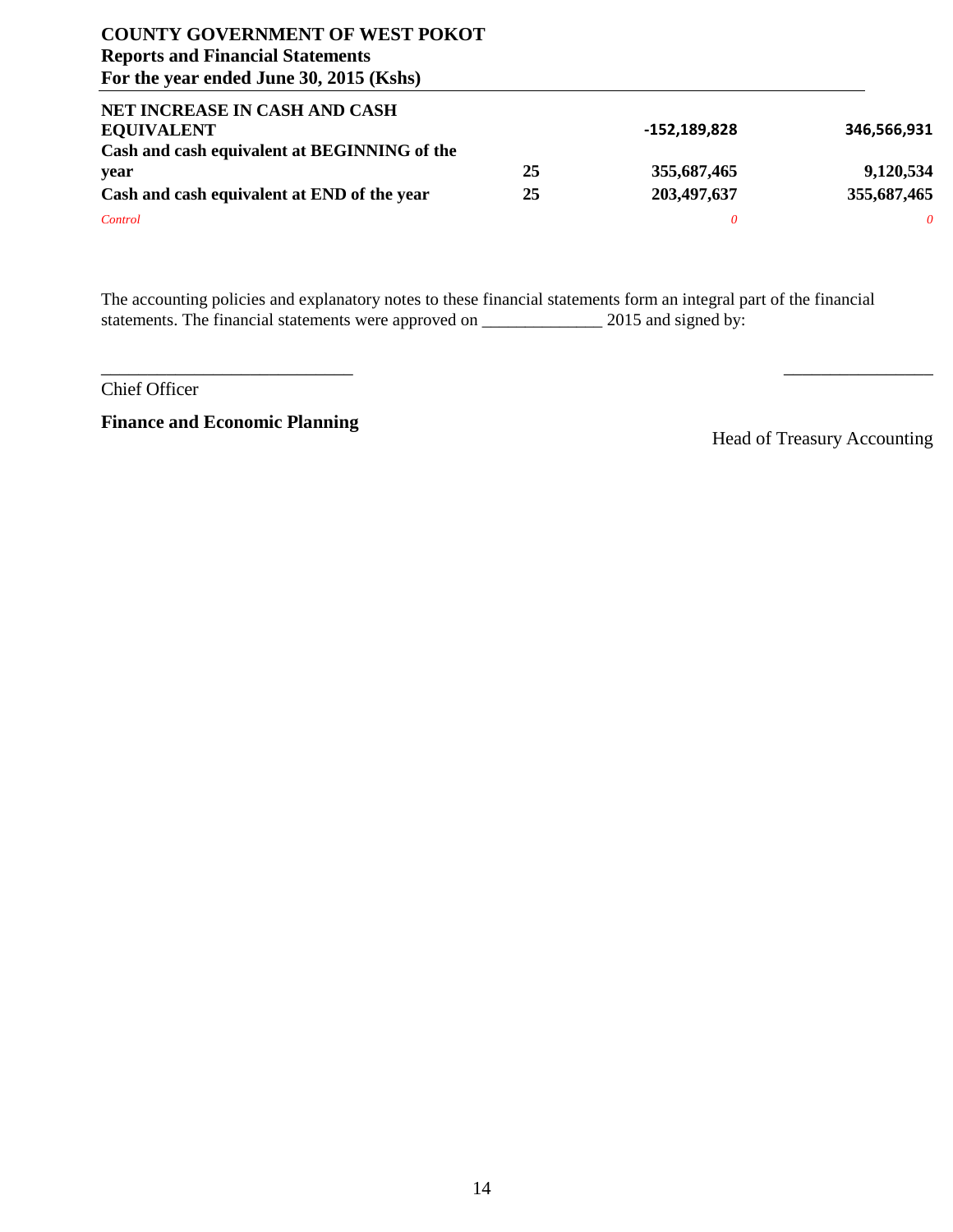| | | | |
|---|---|---|---|
| **NET INCREASE IN CASH AND CASH EQUIVALENT** | | **-152,189,828** | **346,566,931** |
| **Cash and cash equivalent at BEGINNING of the year** | **25** | **355,687,465** | **9,120,534** |
| **Cash and cash equivalent at END of the year** | **25** | **203,497,637** | **355,687,465** |
| *Control* | | *0* | *0* |

The accounting policies and explanatory notes to these financial statements form an integral part of the financial statements. The financial statements were approved on ______________ 2015 and signed by:

____________________________ _________________

Chief Officer

**Finance and Economic Planning**

Head of Treasury Accounting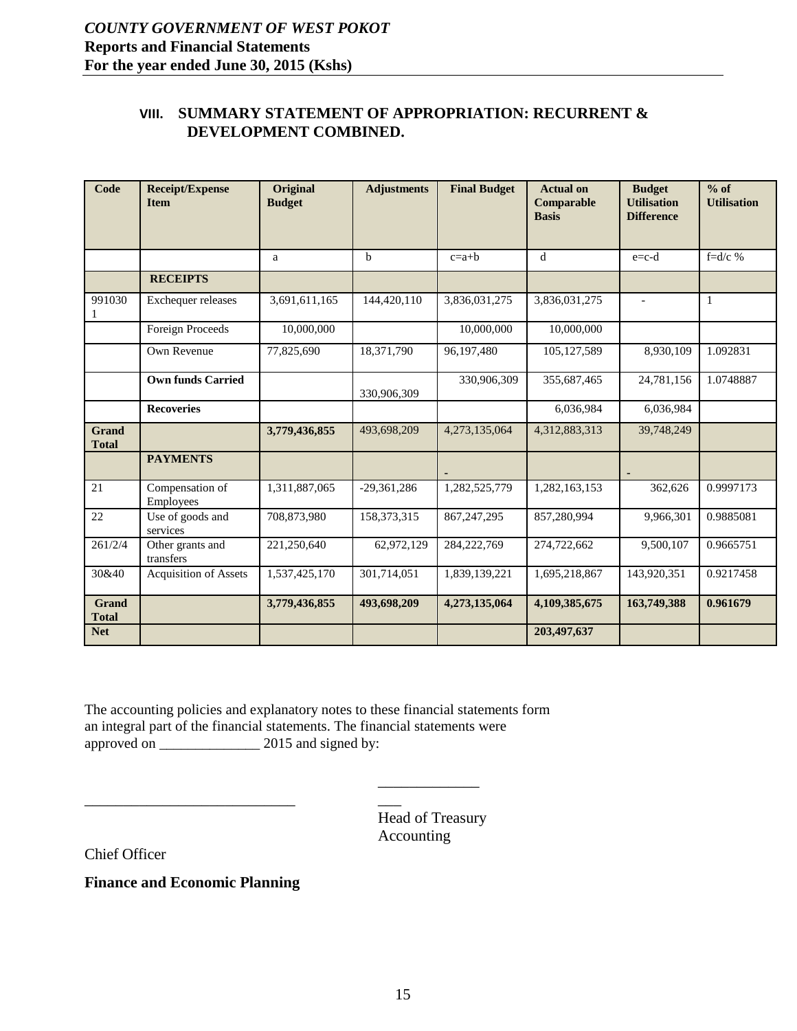## VIII. SUMMARY STATEMENT OF APPROPRIATION: RECURRENT & DEVELOPMENT COMBINED.

| Code | Receipt/Expense Item | Original Budget | Adjustments | Final Budget | Actual on Comparable Basis | Budget Utilisation Difference | % of Utilisation |
|---|---|---|---|---|---|---|---|
| | | a | b | c=a+b | d | e=c-d | f=d/c % |
| | **RECEIPTS** | | | | | | |
| 9910301 | Exchequer releases | 3,691,611,165 | 144,420,110 | 3,836,031,275 | 3,836,031,275 | - | 1 |
| | Foreign Proceeds | 10,000,000 | | 10,000,000 | 10,000,000 | | |
| | Own Revenue | 77,825,690 | 18,371,790 | 96,197,480 | 105,127,589 | 8,930,109 | 1.092831 |
| | **Own funds Carried** | | 330,906,309 | 330,906,309 | 355,687,465 | 24,781,156 | 1.0748887 |
| | **Recoveries** | | | | 6,036,984 | 6,036,984 | |
| **Grand Total** | | **3,779,436,855** | 493,698,209 | 4,273,135,064 | 4,312,883,313 | 39,748,249 | |
| | **PAYMENTS** | | | - | | - | |
| 21 | Compensation of Employees | 1,311,887,065 | -29,361,286 | 1,282,525,779 | 1,282,163,153 | 362,626 | 0.9997173 |
| 22 | Use of goods and services | 708,873,980 | 158,373,315 | 867,247,295 | 857,280,994 | 9,966,301 | 0.9885081 |
| 261/2/4 | Other grants and transfers | 221,250,640 | 62,972,129 | 284,222,769 | 274,722,662 | 9,500,107 | 0.9665751 |
| 30&40 | Acquisition of Assets | 1,537,425,170 | 301,714,051 | 1,839,139,221 | 1,695,218,867 | 143,920,351 | 0.9217458 |
| **Grand Total** | | **3,779,436,855** | **493,698,209** | **4,273,135,064** | **4,109,385,675** | **163,749,388** | **0.961679** |
| **Net** | | | | | **203,497,637** | | |

The accounting policies and explanatory notes to these financial statements form an integral part of the financial statements. The financial statements were approved on _____________ 2015 and signed by:

___________________________ _____________

Chief Officer

**Finance and Economic Planning**

Head of Treasury Accounting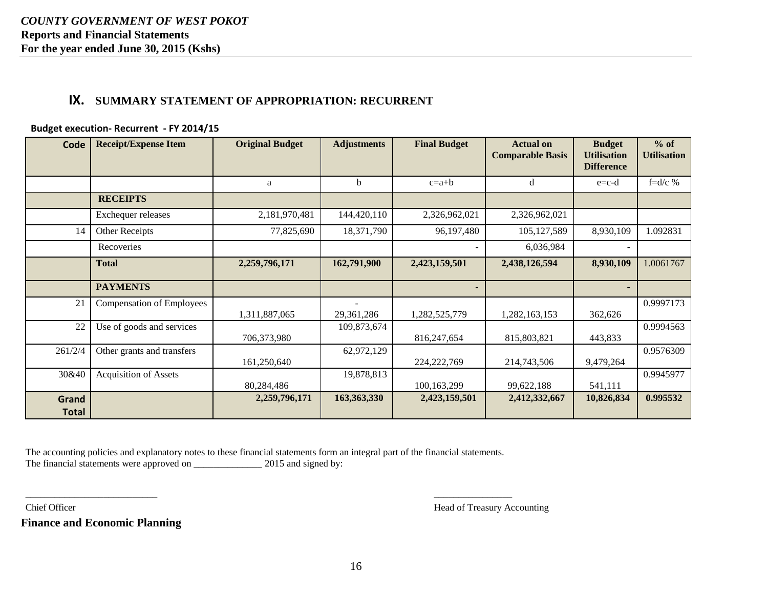## IX. SUMMARY STATEMENT OF APPROPRIATION: RECURRENT

**Budget execution- Recurrent - FY 2014/15**

| Code | Receipt/Expense Item | Original Budget | Adjustments | Final Budget | Actual on Comparable Basis | Budget Utilisation Difference | % of Utilisation |
|---|---|---|---|---|---|---|---|
| | | a | b | c=a+b | d | e=c-d | f=d/c % |
| | **RECEIPTS** | | | | | | |
| | Exchequer releases | 2,181,970,481 | 144,420,110 | 2,326,962,021 | 2,326,962,021 | | |
| 14 | Other Receipts | 77,825,690 | 18,371,790 | 96,197,480 | 105,127,589 | 8,930,109 | 1.092831 |
| | Recoveries | | | - | 6,036,984 | - | |
| | **Total** | **2,259,796,171** | **162,791,900** | **2,423,159,501** | **2,438,126,594** | **8,930,109** | 1.0061767 |
| | **PAYMENTS** | | | - | | - | |
| 21 | Compensation of Employees | 1,311,887,065 | -29,361,286 | 1,282,525,779 | 1,282,163,153 | 362,626 | 0.9997173 |
| 22 | Use of goods and services | 706,373,980 | 109,873,674 | 816,247,654 | 815,803,821 | 443,833 | 0.9994563 |
| 261/2/4 | Other grants and transfers | 161,250,640 | 62,972,129 | 224,222,769 | 214,743,506 | 9,479,264 | 0.9576309 |
| 30&40 | Acquisition of Assets | 80,284,486 | 19,878,813 | 100,163,299 | 99,622,188 | 541,111 | 0.9945977 |
| **Grand Total** | | **2,259,796,171** | **163,363,330** | **2,423,159,501** | **2,412,332,667** | **10,826,834** | **0.995532** |

The accounting policies and explanatory notes to these financial statements form an integral part of the financial statements.
The financial statements were approved on ______________ 2015 and signed by:

___________________________ ________________

Chief Officer Head of Treasury Accounting

**Finance and Economic Planning**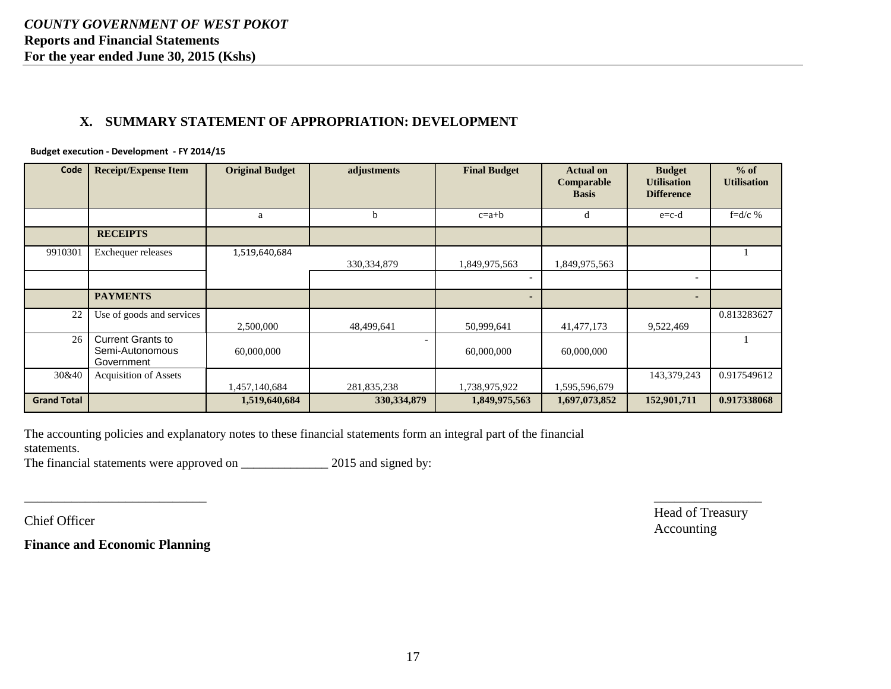## X. SUMMARY STATEMENT OF APPROPRIATION: DEVELOPMENT

**Budget execution - Development - FY 2014/15**

| Code | Receipt/Expense Item | Original Budget | adjustments | Final Budget | Actual on Comparable Basis | Budget Utilisation Difference | % of Utilisation |
|---|---|---|---|---|---|---|---|
| | | a | b | c=a+b | d | e=c-d | f=d/c % |
| | **RECEIPTS** | | | | | | |
| 9910301 | Exchequer releases | 1,519,640,684 | 330,334,879 | 1,849,975,563 | 1,849,975,563 | | 1 |
| | | | | - | | - | |
| | **PAYMENTS** | | | - | | - | |
| 22 | Use of goods and services | 2,500,000 | 48,499,641 | 50,999,641 | 41,477,173 | 9,522,469 | 0.813283627 |
| 26 | Current Grants to Semi-Autonomous Government | 60,000,000 | - | 60,000,000 | 60,000,000 | | 1 |
| 30&40 | Acquisition of Assets | 1,457,140,684 | 281,835,238 | 1,738,975,922 | 1,595,596,679 | 143,379,243 | 0.917549612 |
| **Grand Total** | | **1,519,640,684** | **330,334,879** | **1,849,975,563** | **1,697,073,852** | **152,901,711** | **0.917338068** |

The accounting policies and explanatory notes to these financial statements form an integral part of the financial statements.

The financial statements were approved on ______________ 2015 and signed by:

____________________________ ________________

Chief Officer Head of Treasury Accounting

**Finance and Economic Planning**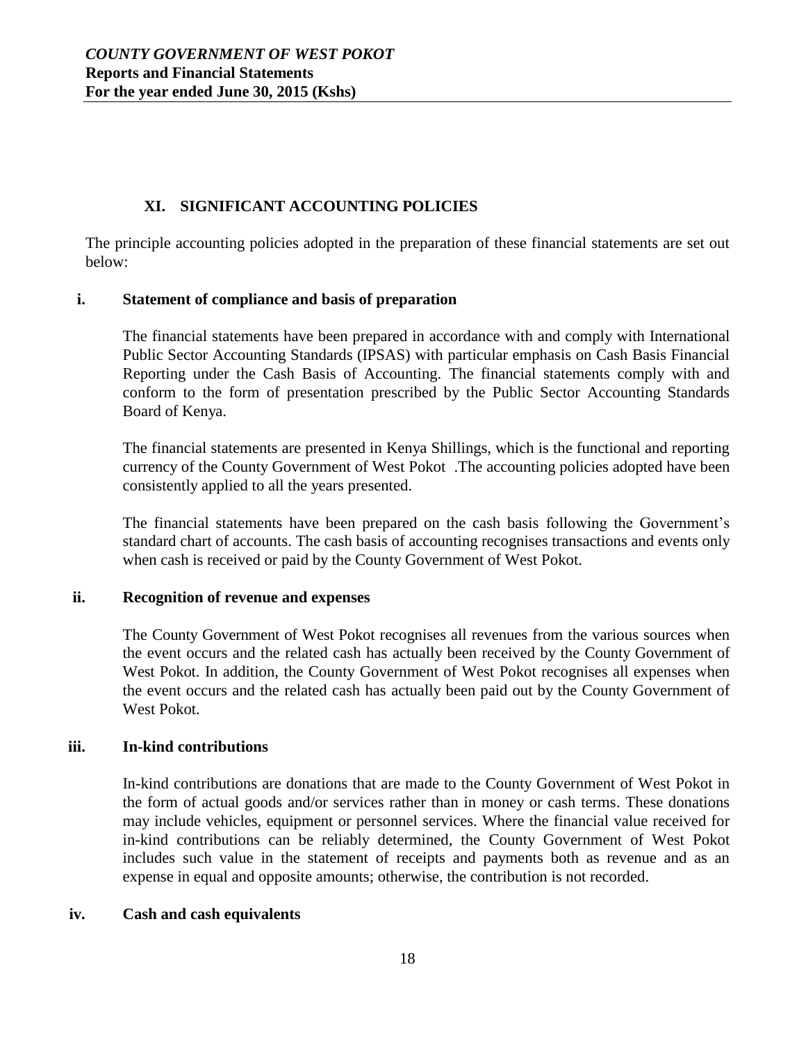## XI. SIGNIFICANT ACCOUNTING POLICIES

The principle accounting policies adopted in the preparation of these financial statements are set out below:

### i. Statement of compliance and basis of preparation

The financial statements have been prepared in accordance with and comply with International Public Sector Accounting Standards (IPSAS) with particular emphasis on Cash Basis Financial Reporting under the Cash Basis of Accounting. The financial statements comply with and conform to the form of presentation prescribed by the Public Sector Accounting Standards Board of Kenya.

The financial statements are presented in Kenya Shillings, which is the functional and reporting currency of the County Government of West Pokot .The accounting policies adopted have been consistently applied to all the years presented.

The financial statements have been prepared on the cash basis following the Government's standard chart of accounts. The cash basis of accounting recognises transactions and events only when cash is received or paid by the County Government of West Pokot.

### ii. Recognition of revenue and expenses

The County Government of West Pokot recognises all revenues from the various sources when the event occurs and the related cash has actually been received by the County Government of West Pokot. In addition, the County Government of West Pokot recognises all expenses when the event occurs and the related cash has actually been paid out by the County Government of West Pokot.

### iii. In-kind contributions

In-kind contributions are donations that are made to the County Government of West Pokot in the form of actual goods and/or services rather than in money or cash terms. These donations may include vehicles, equipment or personnel services. Where the financial value received for in-kind contributions can be reliably determined, the County Government of West Pokot includes such value in the statement of receipts and payments both as revenue and as an expense in equal and opposite amounts; otherwise, the contribution is not recorded.

### iv. Cash and cash equivalents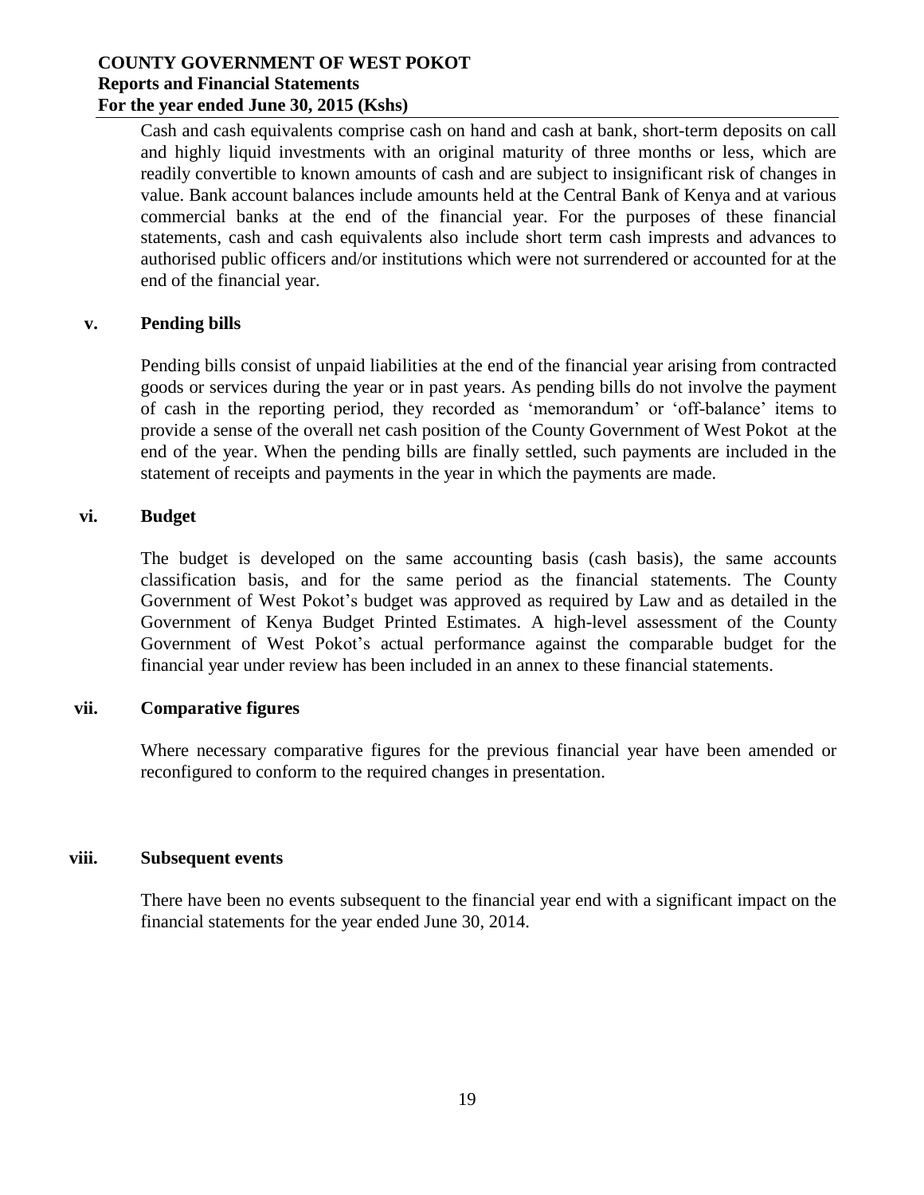Cash and cash equivalents comprise cash on hand and cash at bank, short-term deposits on call and highly liquid investments with an original maturity of three months or less, which are readily convertible to known amounts of cash and are subject to insignificant risk of changes in value. Bank account balances include amounts held at the Central Bank of Kenya and at various commercial banks at the end of the financial year. For the purposes of these financial statements, cash and cash equivalents also include short term cash imprests and advances to authorised public officers and/or institutions which were not surrendered or accounted for at the end of the financial year.

### v. Pending bills

Pending bills consist of unpaid liabilities at the end of the financial year arising from contracted goods or services during the year or in past years. As pending bills do not involve the payment of cash in the reporting period, they recorded as 'memorandum' or 'off-balance' items to provide a sense of the overall net cash position of the County Government of West Pokot at the end of the year. When the pending bills are finally settled, such payments are included in the statement of receipts and payments in the year in which the payments are made.

### vi. Budget

The budget is developed on the same accounting basis (cash basis), the same accounts classification basis, and for the same period as the financial statements. The County Government of West Pokot's budget was approved as required by Law and as detailed in the Government of Kenya Budget Printed Estimates. A high-level assessment of the County Government of West Pokot's actual performance against the comparable budget for the financial year under review has been included in an annex to these financial statements.

### vii. Comparative figures

Where necessary comparative figures for the previous financial year have been amended or reconfigured to conform to the required changes in presentation.

### viii. Subsequent events

There have been no events subsequent to the financial year end with a significant impact on the financial statements for the year ended June 30, 2014.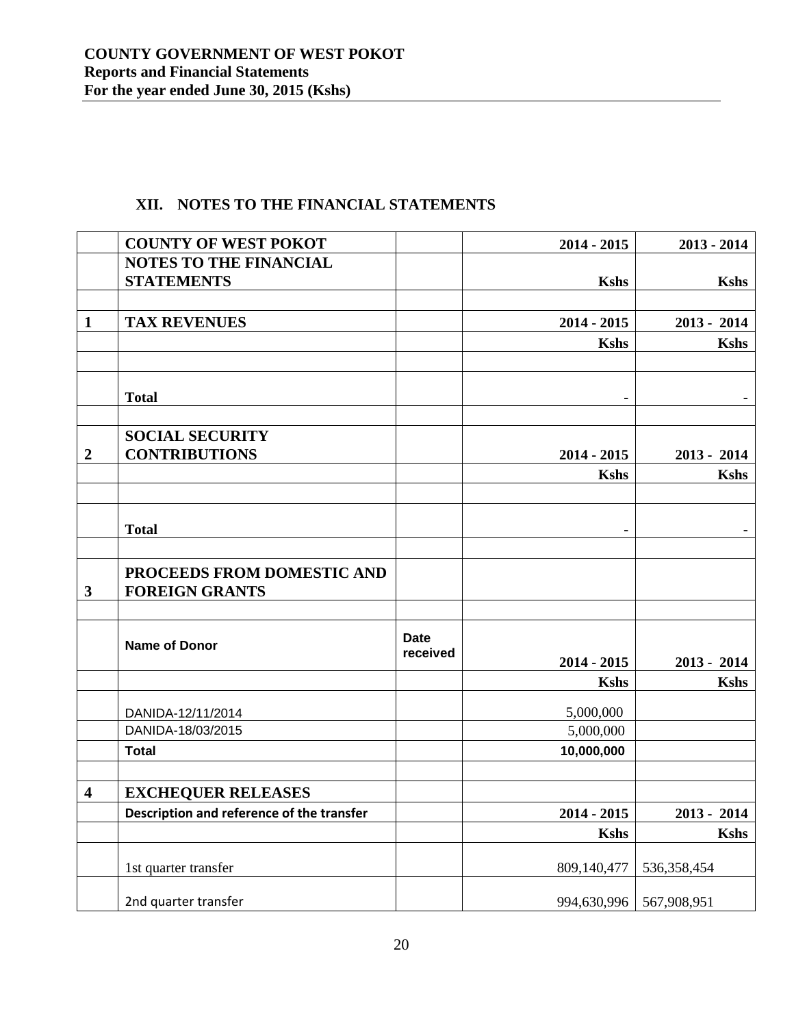# XII. NOTES TO THE FINANCIAL STATEMENTS

| | COUNTY OF WEST POKOT | | 2014 - 2015 | 2013 - 2014 |
|---|---|---|---|---|
| | NOTES TO THE FINANCIAL STATEMENTS | | Kshs | Kshs |
| | | | | |
| 1 | TAX REVENUES | | 2014 - 2015 | 2013 - 2014 |
| | | | Kshs | Kshs |
| | | | | |
| | Total | | - | - |
| | | | | |
| 2 | SOCIAL SECURITY CONTRIBUTIONS | | 2014 - 2015 | 2013 - 2014 |
| | | | Kshs | Kshs |
| | | | | |
| | Total | | - | - |
| | | | | |
| 3 | PROCEEDS FROM DOMESTIC AND FOREIGN GRANTS | | | |
| | | | | |
| | Name of Donor | Date received | 2014 - 2015 | 2013 - 2014 |
| | | | Kshs | Kshs |
| | DANIDA-12/11/2014 | | 5,000,000 | |
| | DANIDA-18/03/2015 | | 5,000,000 | |
| | Total | | 10,000,000 | |
| | | | | |
| 4 | EXCHEQUER RELEASES | | | |
| | Description and reference of the transfer | | 2014 - 2015 | 2013 - 2014 |
| | | | Kshs | Kshs |
| | 1st quarter transfer | | 809,140,477 | 536,358,454 |
| | 2nd quarter transfer | | 994,630,996 | 567,908,951 |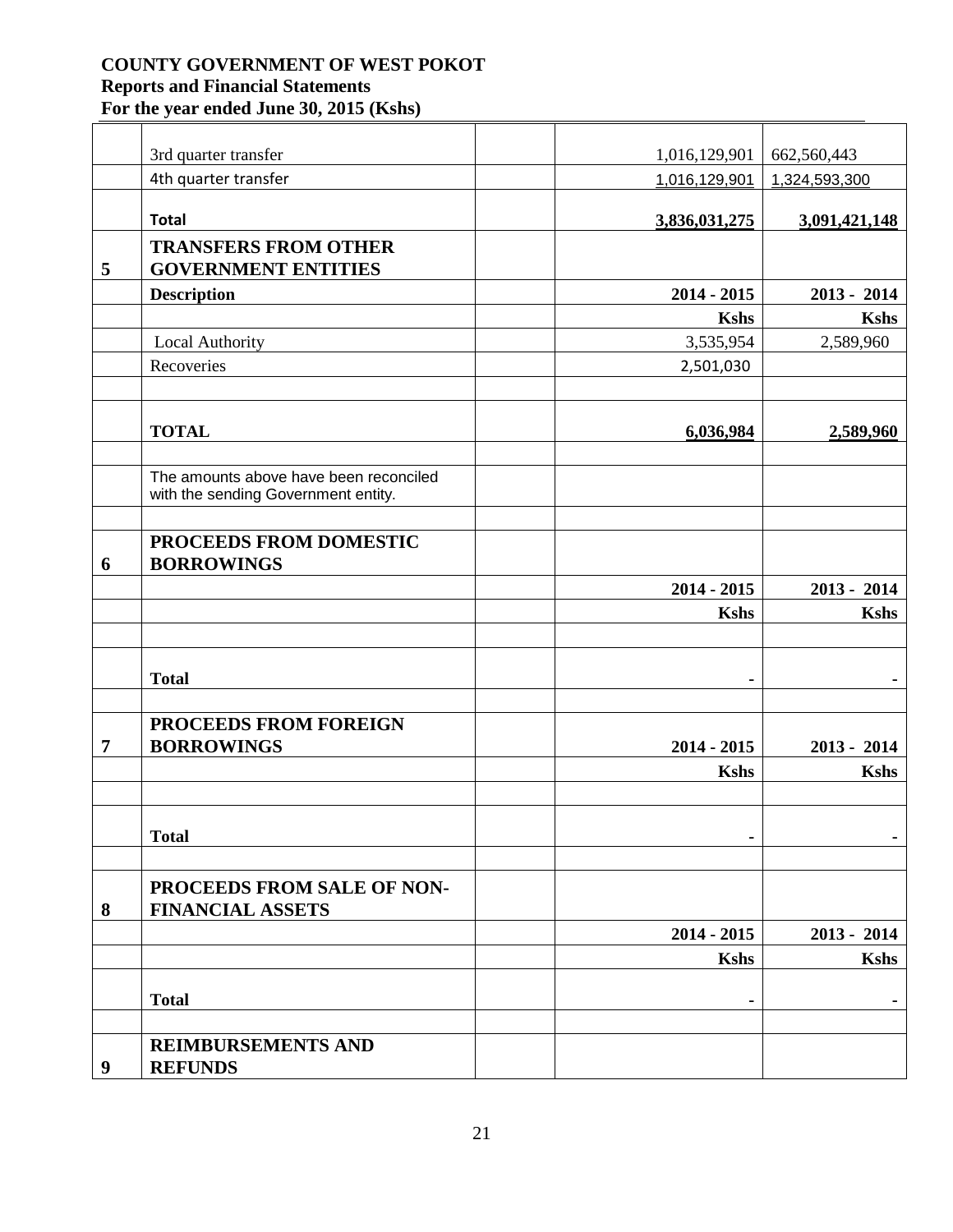**COUNTY GOVERNMENT OF WEST POKOT**
**Reports and Financial Statements**
**For the year ended June 30, 2015 (Kshs)**

| | | | | |
|---|---|---|---|---|
| | 3rd quarter transfer | | 1,016,129,901 | 662,560,443 |
| | 4th quarter transfer | | 1,016,129,901 | 1,324,593,300 |
| | **Total** | | **3,836,031,275** | **3,091,421,148** |
| **5** | **TRANSFERS FROM OTHER GOVERNMENT ENTITIES** | | | |
| | **Description** | | **2014 - 2015** | **2013 - 2014** |
| | | | **Kshs** | **Kshs** |
| | Local Authority | | 3,535,954 | 2,589,960 |
| | Recoveries | | 2,501,030 | |
| | | | | |
| | **TOTAL** | | **6,036,984** | **2,589,960** |
| | | | | |
| | The amounts above have been reconciled with the sending Government entity. | | | |
| | | | | |
| **6** | **PROCEEDS FROM DOMESTIC BORROWINGS** | | | |
| | | | **2014 - 2015** | **2013 - 2014** |
| | | | **Kshs** | **Kshs** |
| | | | | |
| | **Total** | | **-** | **-** |
| | | | | |
| **7** | **PROCEEDS FROM FOREIGN BORROWINGS** | | **2014 - 2015** | **2013 - 2014** |
| | | | **Kshs** | **Kshs** |
| | | | | |
| | **Total** | | **-** | **-** |
| | | | | |
| **8** | **PROCEEDS FROM SALE OF NON-FINANCIAL ASSETS** | | | |
| | | | **2014 - 2015** | **2013 - 2014** |
| | | | **Kshs** | **Kshs** |
| | **Total** | | **-** | **-** |
| | | | | |
| **9** | **REIMBURSEMENTS AND REFUNDS** | | | |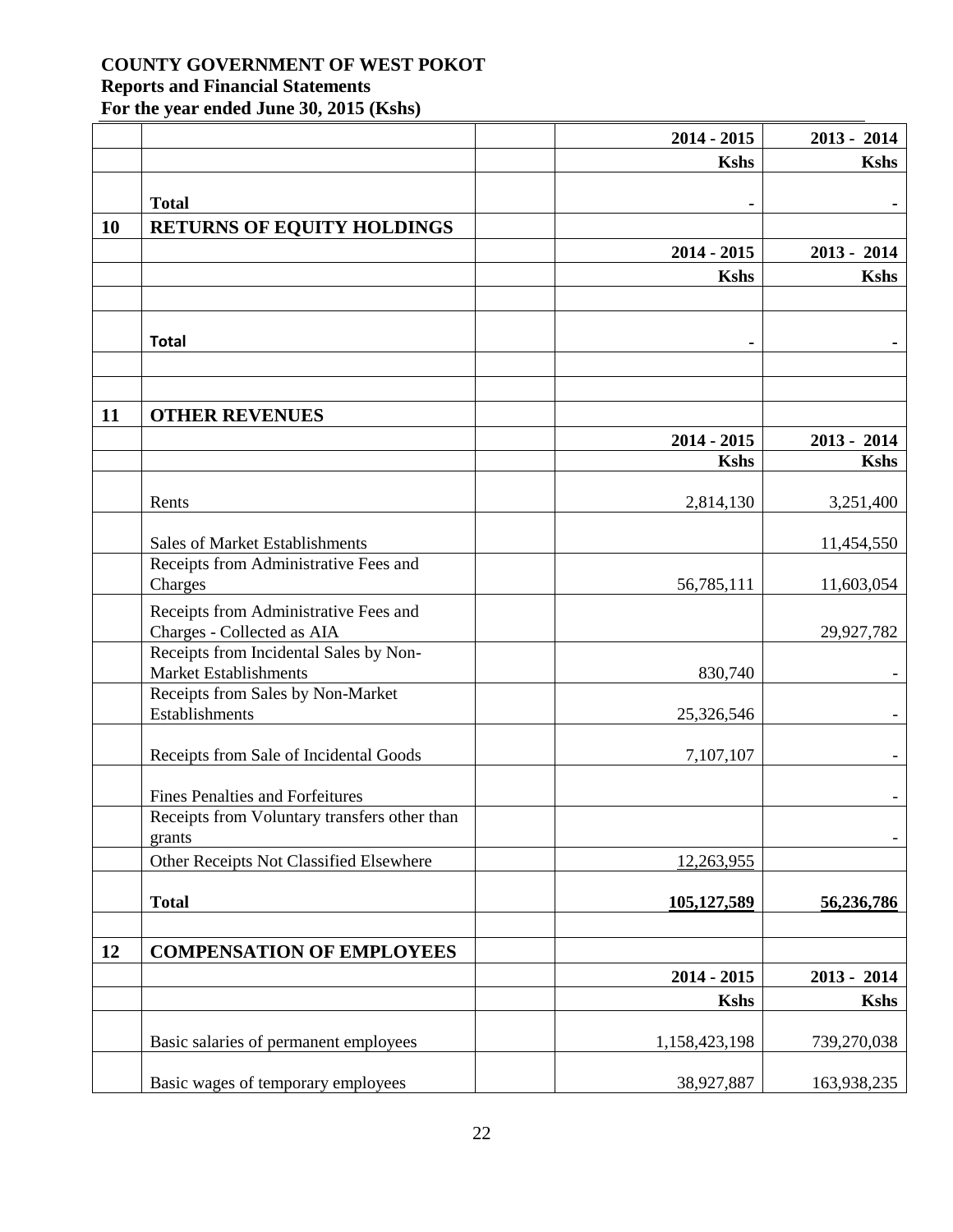**COUNTY GOVERNMENT OF WEST POKOT**
**Reports and Financial Statements**
**For the year ended June 30, 2015 (Kshs)**

| | | | 2014 - 2015 | 2013 - 2014 |
|---|---|---|---|---|
| | | | Kshs | Kshs |
| | **Total** | | - | - |

## 10 RETURNS OF EQUITY HOLDINGS

| | | | 2014 - 2015 | 2013 - 2014 |
|---|---|---|---|---|
| | | | Kshs | Kshs |
| | | | | |
| | **Total** | | - | - |

## 11 OTHER REVENUES

| | | | 2014 - 2015 | 2013 - 2014 |
|---|---|---|---|---|
| | | | Kshs | Kshs |
| | Rents | | 2,814,130 | 3,251,400 |
| | Sales of Market Establishments | | | 11,454,550 |
| | Receipts from Administrative Fees and Charges | | 56,785,111 | 11,603,054 |
| | Receipts from Administrative Fees and Charges - Collected as AIA | | | 29,927,782 |
| | Receipts from Incidental Sales by Non-Market Establishments | | 830,740 | - |
| | Receipts from Sales by Non-Market Establishments | | 25,326,546 | - |
| | Receipts from Sale of Incidental Goods | | 7,107,107 | - |
| | Fines Penalties and Forfeitures | | | - |
| | Receipts from Voluntary transfers other than grants | | | - |
| | Other Receipts Not Classified Elsewhere | | 12,263,955 | |
| | **Total** | | **105,127,589** | **56,236,786** |

## 12 COMPENSATION OF EMPLOYEES

| | | | 2014 - 2015 | 2013 - 2014 |
|---|---|---|---|---|
| | | | Kshs | Kshs |
| | Basic salaries of permanent employees | | 1,158,423,198 | 739,270,038 |
| | Basic wages of temporary employees | | 38,927,887 | 163,938,235 |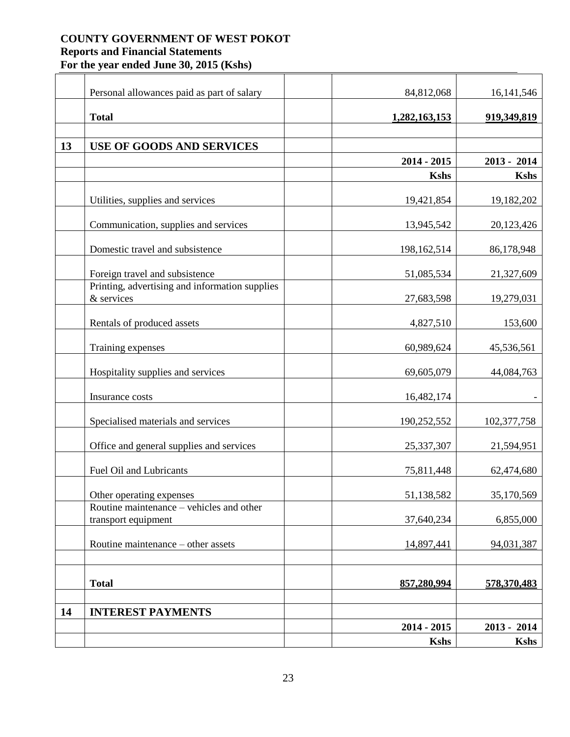**COUNTY GOVERNMENT OF WEST POKOT**
**Reports and Financial Statements**
**For the year ended June 30, 2015 (Kshs)**

| | | | | |
|---|---|---|---|---|
| | Personal allowances paid as part of salary | | 84,812,068 | 16,141,546 |
| | **Total** | | **1,282,163,153** | **919,349,819** |
| | | | | |
| **13** | **USE OF GOODS AND SERVICES** | | | |
| | | | **2014 - 2015** | **2013 - 2014** |
| | | | **Kshs** | **Kshs** |
| | Utilities, supplies and services | | 19,421,854 | 19,182,202 |
| | Communication, supplies and services | | 13,945,542 | 20,123,426 |
| | Domestic travel and subsistence | | 198,162,514 | 86,178,948 |
| | Foreign travel and subsistence | | 51,085,534 | 21,327,609 |
| | Printing, advertising and information supplies & services | | 27,683,598 | 19,279,031 |
| | Rentals of produced assets | | 4,827,510 | 153,600 |
| | Training expenses | | 60,989,624 | 45,536,561 |
| | Hospitality supplies and services | | 69,605,079 | 44,084,763 |
| | Insurance costs | | 16,482,174 | - |
| | Specialised materials and services | | 190,252,552 | 102,377,758 |
| | Office and general supplies and services | | 25,337,307 | 21,594,951 |
| | Fuel Oil and Lubricants | | 75,811,448 | 62,474,680 |
| | Other operating expenses | | 51,138,582 | 35,170,569 |
| | Routine maintenance – vehicles and other transport equipment | | 37,640,234 | 6,855,000 |
| | Routine maintenance – other assets | | 14,897,441 | 94,031,387 |
| | | | | |
| | **Total** | | **857,280,994** | **578,370,483** |
| | | | | |
| **14** | **INTEREST PAYMENTS** | | | |
| | | | **2014 - 2015** | **2013 - 2014** |
| | | | **Kshs** | **Kshs** |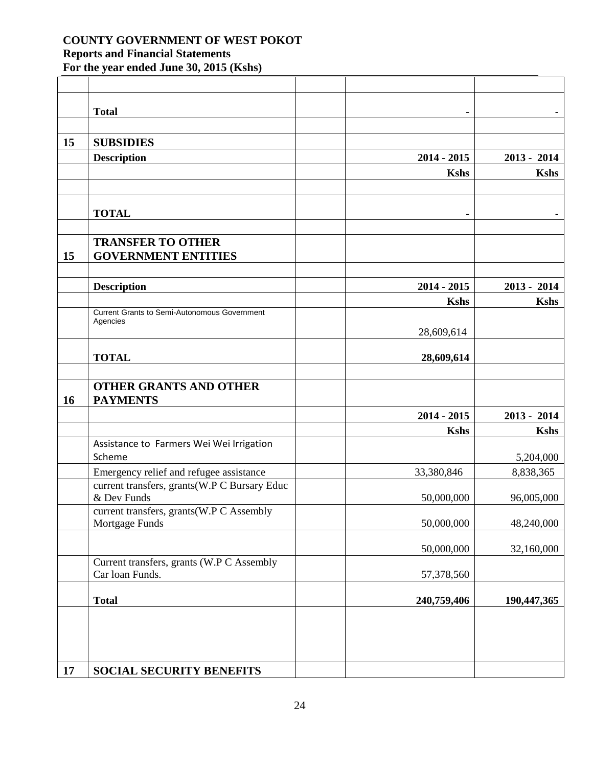**COUNTY GOVERNMENT OF WEST POKOT**
**Reports and Financial Statements**
**For the year ended June 30, 2015 (Kshs)**

| | | | | |
|---|---|---|---|---|
| | | | | |
| | **Total** | | **-** | **-** |
| | | | | |
| **15** | **SUBSIDIES** | | | |
| | **Description** | | **2014 - 2015** | **2013 - 2014** |
| | | | **Kshs** | **Kshs** |
| | | | | |
| | **TOTAL** | | **-** | **-** |
| | | | | |
| **15** | **TRANSFER TO OTHER GOVERNMENT ENTITIES** | | | |
| | | | | |
| | **Description** | | **2014 - 2015** | **2013 - 2014** |
| | | | **Kshs** | **Kshs** |
| | Current Grants to Semi-Autonomous Government Agencies | | 28,609,614 | |
| | **TOTAL** | | **28,609,614** | |
| | | | | |
| **16** | **OTHER GRANTS AND OTHER PAYMENTS** | | | |
| | | | **2014 - 2015** | **2013 - 2014** |
| | | | **Kshs** | **Kshs** |
| | Assistance to Farmers Wei Wei Irrigation Scheme | | | 5,204,000 |
| | Emergency relief and refugee assistance | | 33,380,846 | 8,838,365 |
| | current transfers, grants(W.P C Bursary Educ & Dev Funds | | 50,000,000 | 96,005,000 |
| | current transfers, grants(W.P C Assembly Mortgage Funds | | 50,000,000 | 48,240,000 |
| | | | 50,000,000 | 32,160,000 |
| | Current transfers, grants (W.P C Assembly Car loan Funds. | | 57,378,560 | |
| | **Total** | | **240,759,406** | **190,447,365** |
| | | | | |
| **17** | **SOCIAL SECURITY BENEFITS** | | | |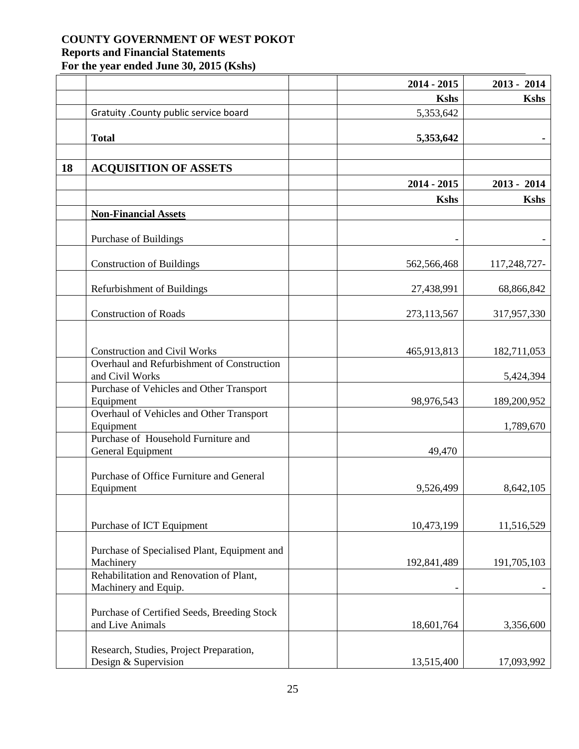**COUNTY GOVERNMENT OF WEST POKOT**
**Reports and Financial Statements**
**For the year ended June 30, 2015 (Kshs)**

| | | | 2014 - 2015 | 2013 - 2014 |
|---|---|---|---|---|
| | | | **Kshs** | **Kshs** |
| | Gratuity .County public service board | | 5,353,642 | |
| | **Total** | | **5,353,642** | **-** |
| | | | | |
| **18** | **ACQUISITION OF ASSETS** | | | |
| | | | **2014 - 2015** | **2013 - 2014** |
| | | | **Kshs** | **Kshs** |
| | **Non-Financial Assets** | | | |
| | Purchase of Buildings | | - | - |
| | Construction of Buildings | | 562,566,468 | 117,248,727- |
| | Refurbishment of Buildings | | 27,438,991 | 68,866,842 |
| | Construction of Roads | | 273,113,567 | 317,957,330 |
| | Construction and Civil Works | | 465,913,813 | 182,711,053 |
| | Overhaul and Refurbishment of Construction and Civil Works | | | 5,424,394 |
| | Purchase of Vehicles and Other Transport Equipment | | 98,976,543 | 189,200,952 |
| | Overhaul of Vehicles and Other Transport Equipment | | | 1,789,670 |
| | Purchase of Household Furniture and General Equipment | | 49,470 | |
| | Purchase of Office Furniture and General Equipment | | 9,526,499 | 8,642,105 |
| | Purchase of ICT Equipment | | 10,473,199 | 11,516,529 |
| | Purchase of Specialised Plant, Equipment and Machinery | | 192,841,489 | 191,705,103 |
| | Rehabilitation and Renovation of Plant, Machinery and Equip. | | - | - |
| | Purchase of Certified Seeds, Breeding Stock and Live Animals | | 18,601,764 | 3,356,600 |
| | Research, Studies, Project Preparation, Design & Supervision | | 13,515,400 | 17,093,992 |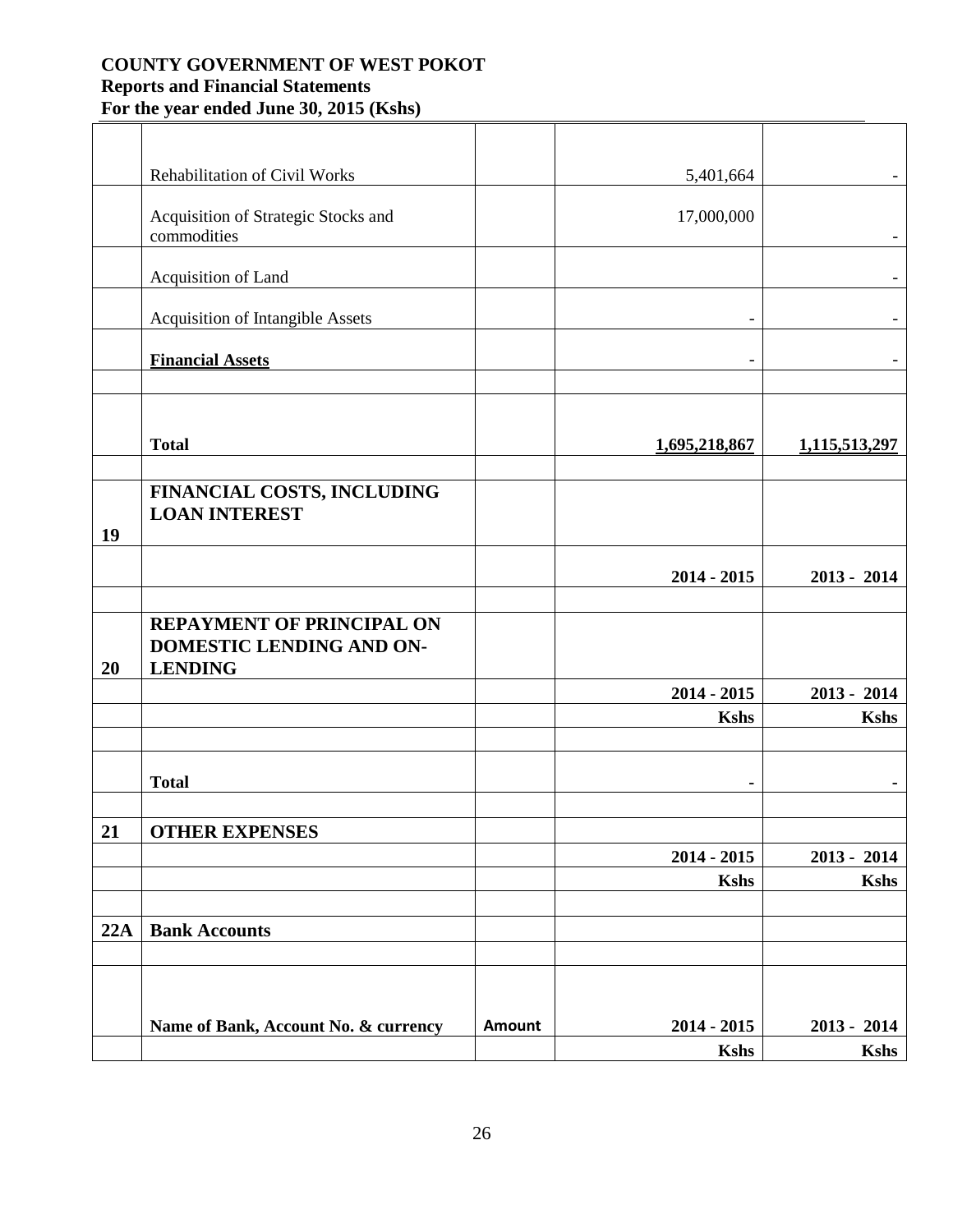| | | | | |
|---|---|---|---|---|
| | Rehabilitation of Civil Works | | 5,401,664 | - |
| | Acquisition of Strategic Stocks and commodities | | 17,000,000 | - |
| | Acquisition of Land | | | - |
| | Acquisition of Intangible Assets | | - | - |
| | **Financial Assets** | | - | - |
| | | | | |
| | **Total** | | **1,695,218,867** | **1,115,513,297** |
| | | | | |
| **19** | **FINANCIAL COSTS, INCLUDING LOAN INTEREST** | | | |
| | | | **2014 - 2015** | **2013 - 2014** |
| | | | | |
| **20** | **REPAYMENT OF PRINCIPAL ON DOMESTIC LENDING AND ON-LENDING** | | | |
| | | | **2014 - 2015** | **2013 - 2014** |
| | | | **Kshs** | **Kshs** |
| | | | | |
| | **Total** | | **-** | **-** |
| | | | | |
| **21** | **OTHER EXPENSES** | | | |
| | | | **2014 - 2015** | **2013 - 2014** |
| | | | **Kshs** | **Kshs** |
| | | | | |
| **22A** | **Bank Accounts** | | | |
| | | | | |
| | **Name of Bank, Account No. & currency** | **Amount** | **2014 - 2015** | **2013 - 2014** |
| | | | **Kshs** | **Kshs** |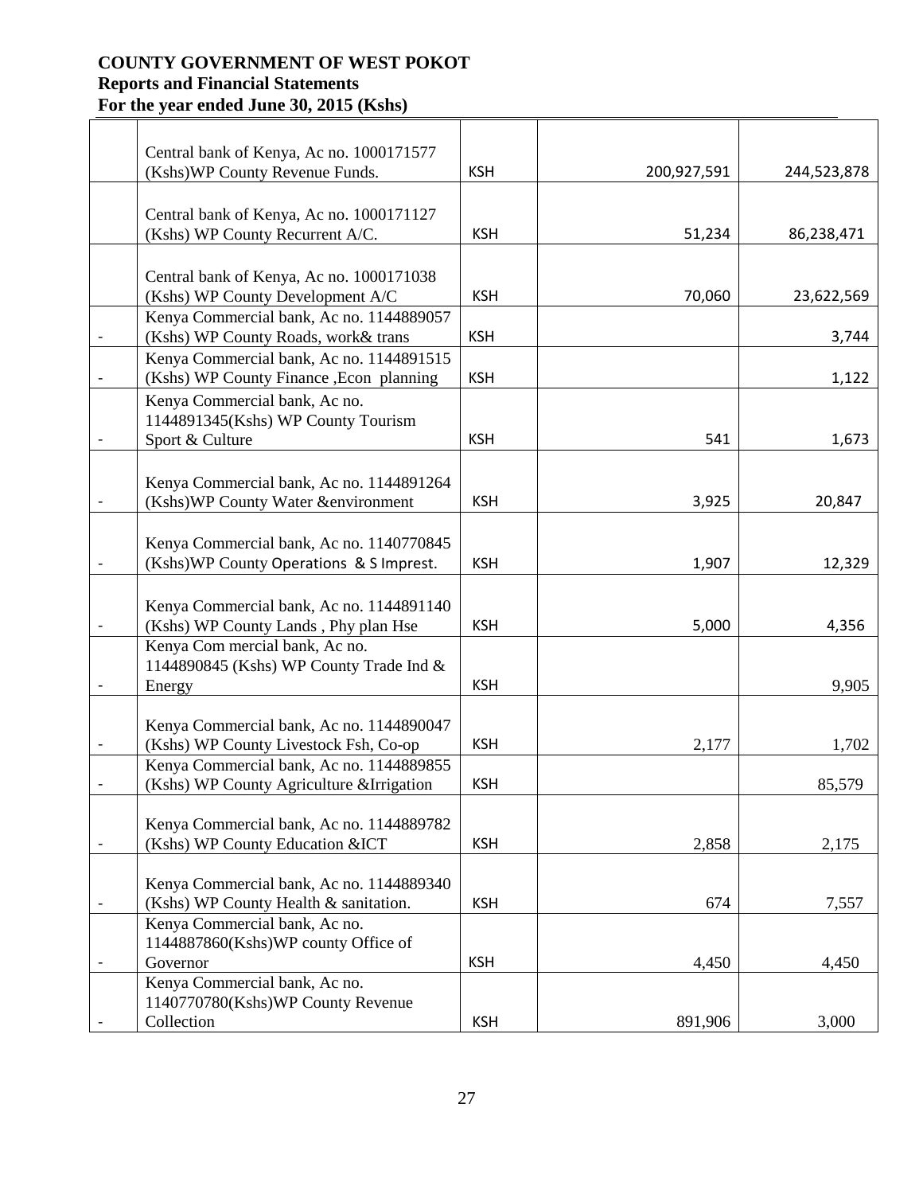**COUNTY GOVERNMENT OF WEST POKOT**
**Reports and Financial Statements**
**For the year ended June 30, 2015 (Kshs)**

| | | | | |
|---|---|---|---|---|
| | Central bank of Kenya, Ac no. 1000171577 (Kshs)WP County Revenue Funds. | KSH | 200,927,591 | 244,523,878 |
| | Central bank of Kenya, Ac no. 1000171127 (Kshs) WP County Recurrent A/C. | KSH | 51,234 | 86,238,471 |
| | Central bank of Kenya, Ac no. 1000171038 (Kshs) WP County Development A/C | KSH | 70,060 | 23,622,569 |
| - | Kenya Commercial bank, Ac no. 1144889057 (Kshs) WP County Roads, work& trans | KSH | | 3,744 |
| - | Kenya Commercial bank, Ac no. 1144891515 (Kshs) WP County Finance ,Econ planning | KSH | | 1,122 |
| - | Kenya Commercial bank, Ac no. 1144891345(Kshs) WP County Tourism Sport & Culture | KSH | 541 | 1,673 |
| - | Kenya Commercial bank, Ac no. 1144891264 (Kshs)WP County Water &environment | KSH | 3,925 | 20,847 |
| - | Kenya Commercial bank, Ac no. 1140770845 (Kshs)WP County Operations & S Imprest. | KSH | 1,907 | 12,329 |
| - | Kenya Commercial bank, Ac no. 1144891140 (Kshs) WP County Lands , Phy plan Hse | KSH | 5,000 | 4,356 |
| - | Kenya Com mercial bank, Ac no. 1144890845 (Kshs) WP County Trade Ind & Energy | KSH | | 9,905 |
| - | Kenya Commercial bank, Ac no. 1144890047 (Kshs) WP County Livestock Fsh, Co-op | KSH | 2,177 | 1,702 |
| - | Kenya Commercial bank, Ac no. 1144889855 (Kshs) WP County Agriculture &Irrigation | KSH | | 85,579 |
| - | Kenya Commercial bank, Ac no. 1144889782 (Kshs) WP County Education &ICT | KSH | 2,858 | 2,175 |
| - | Kenya Commercial bank, Ac no. 1144889340 (Kshs) WP County Health & sanitation. | KSH | 674 | 7,557 |
| - | Kenya Commercial bank, Ac no. 1144887860(Kshs)WP county Office of Governor | KSH | 4,450 | 4,450 |
| - | Kenya Commercial bank, Ac no. 1140770780(Kshs)WP County Revenue Collection | KSH | 891,906 | 3,000 |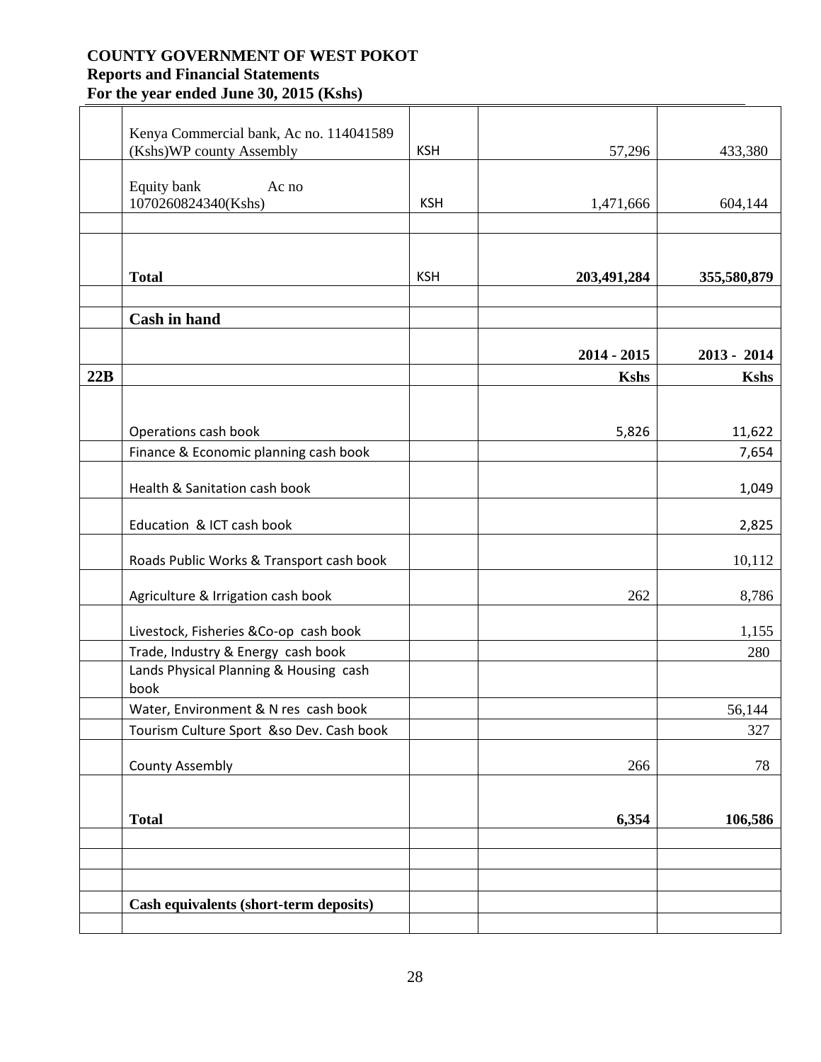| | | | | |
|---|---|---|---|---|
| | Kenya Commercial bank, Ac no. 114041589 (Kshs)WP county Assembly | KSH | 57,296 | 433,380 |
| | Equity bank Ac no 1070260824340(Kshs) | KSH | 1,471,666 | 604,144 |
| | | | | |
| | **Total** | KSH | **203,491,284** | **355,580,879** |
| | | | | |
| | **Cash in hand** | | | |
| | | | **2014 - 2015** | **2013 - 2014** |
| **22B** | | | **Kshs** | **Kshs** |
| | Operations cash book | | 5,826 | 11,622 |
| | Finance & Economic planning cash book | | | 7,654 |
| | Health & Sanitation cash book | | | 1,049 |
| | Education & ICT cash book | | | 2,825 |
| | Roads Public Works & Transport cash book | | | 10,112 |
| | Agriculture & Irrigation cash book | | 262 | 8,786 |
| | Livestock, Fisheries &Co-op cash book | | | 1,155 |
| | Trade, Industry & Energy cash book | | | 280 |
| | Lands Physical Planning & Housing cash book | | | |
| | Water, Environment & N res cash book | | | 56,144 |
| | Tourism Culture Sport &so Dev. Cash book | | | 327 |
| | County Assembly | | 266 | 78 |
| | **Total** | | **6,354** | **106,586** |
| | | | | |
| | | | | |
| | | | | |
| | **Cash equivalents (short-term deposits)** | | | |
| | | | | |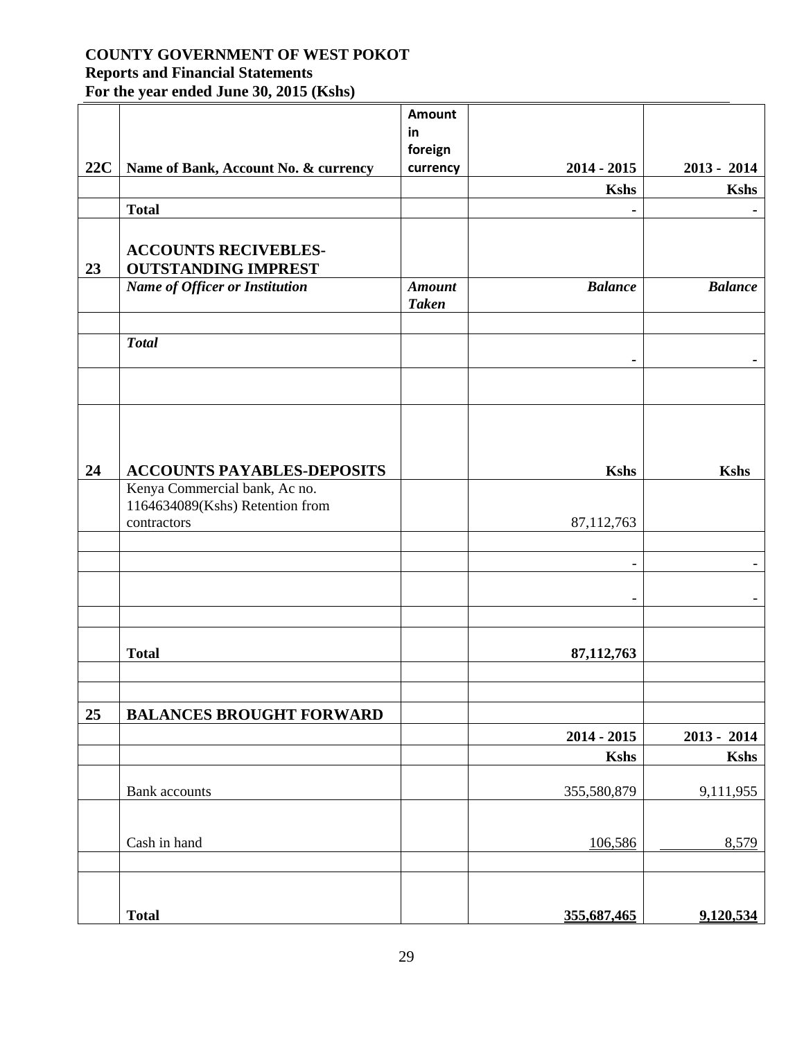**COUNTY GOVERNMENT OF WEST POKOT**
**Reports and Financial Statements**
**For the year ended June 30, 2015 (Kshs)**

| | | | | |
|---|---|---|---|---|
| **22C** | **Name of Bank, Account No. & currency** | **Amount in foreign currency** | **2014 - 2015** | **2013 - 2014** |
| | | | **Kshs** | **Kshs** |
| | **Total** | | **-** | **-** |
| **23** | **ACCOUNTS RECIVEBLES-OUTSTANDING IMPREST** | | | |
| | ***Name of Officer or Institution*** | ***Amount Taken*** | ***Balance*** | ***Balance*** |
| | | | | |
| | ***Total*** | | **-** | **-** |
| | | | | |
| **24** | **ACCOUNTS PAYABLES-DEPOSITS** | | **Kshs** | **Kshs** |
| | Kenya Commercial bank, Ac no. 1164634089(Kshs) Retention from contractors | | 87,112,763 | |
| | | | | |
| | | | - | - |
| | | | - | - |
| | | | | |
| | **Total** | | **87,112,763** | |
| | | | | |
| | | | | |
| **25** | **BALANCES BROUGHT FORWARD** | | | |
| | | | **2014 - 2015** | **2013 - 2014** |
| | | | **Kshs** | **Kshs** |
| | Bank accounts | | 355,580,879 | 9,111,955 |
| | Cash in hand | | 106,586 | 8,579 |
| | | | | |
| | **Total** | | **355,687,465** | **9,120,534** |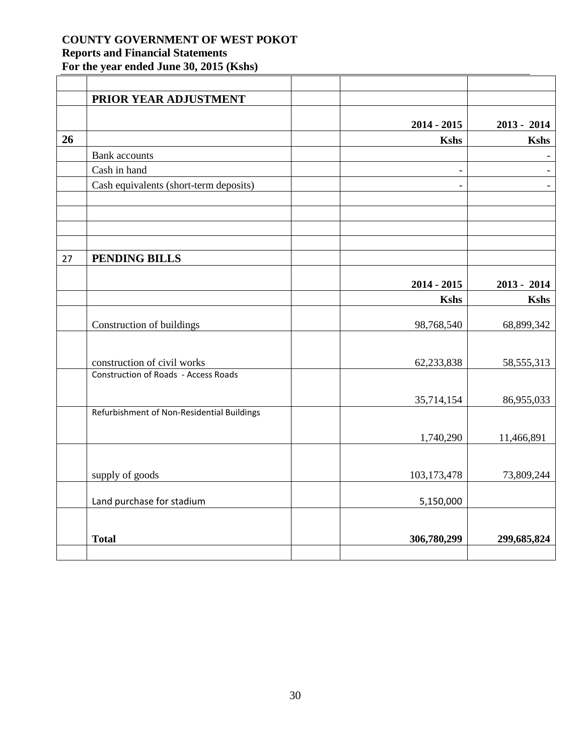**COUNTY GOVERNMENT OF WEST POKOT**
**Reports and Financial Statements**
**For the year ended June 30, 2015 (Kshs)**

| | | | | |
|---|---|---|---|---|
| | **PRIOR YEAR ADJUSTMENT** | | | |
| | | | **2014 - 2015** | **2013 - 2014** |
| **26** | | | **Kshs** | **Kshs** |
| | Bank accounts | | | - |
| | Cash in hand | | - | - |
| | Cash equivalents (short-term deposits) | | - | - |
| | | | | |
| | | | | |
| | | | | |
| | | | | |
| 27 | **PENDING BILLS** | | | |
| | | | **2014 - 2015** | **2013 - 2014** |
| | | | **Kshs** | **Kshs** |
| | Construction of buildings | | 98,768,540 | 68,899,342 |
| | construction of civil works | | 62,233,838 | 58,555,313 |
| | Construction of Roads - Access Roads | | 35,714,154 | 86,955,033 |
| | Refurbishment of Non-Residential Buildings | | 1,740,290 | 11,466,891 |
| | supply of goods | | 103,173,478 | 73,809,244 |
| | Land purchase for stadium | | 5,150,000 | |
| | **Total** | | **306,780,299** | **299,685,824** |
| | | | | |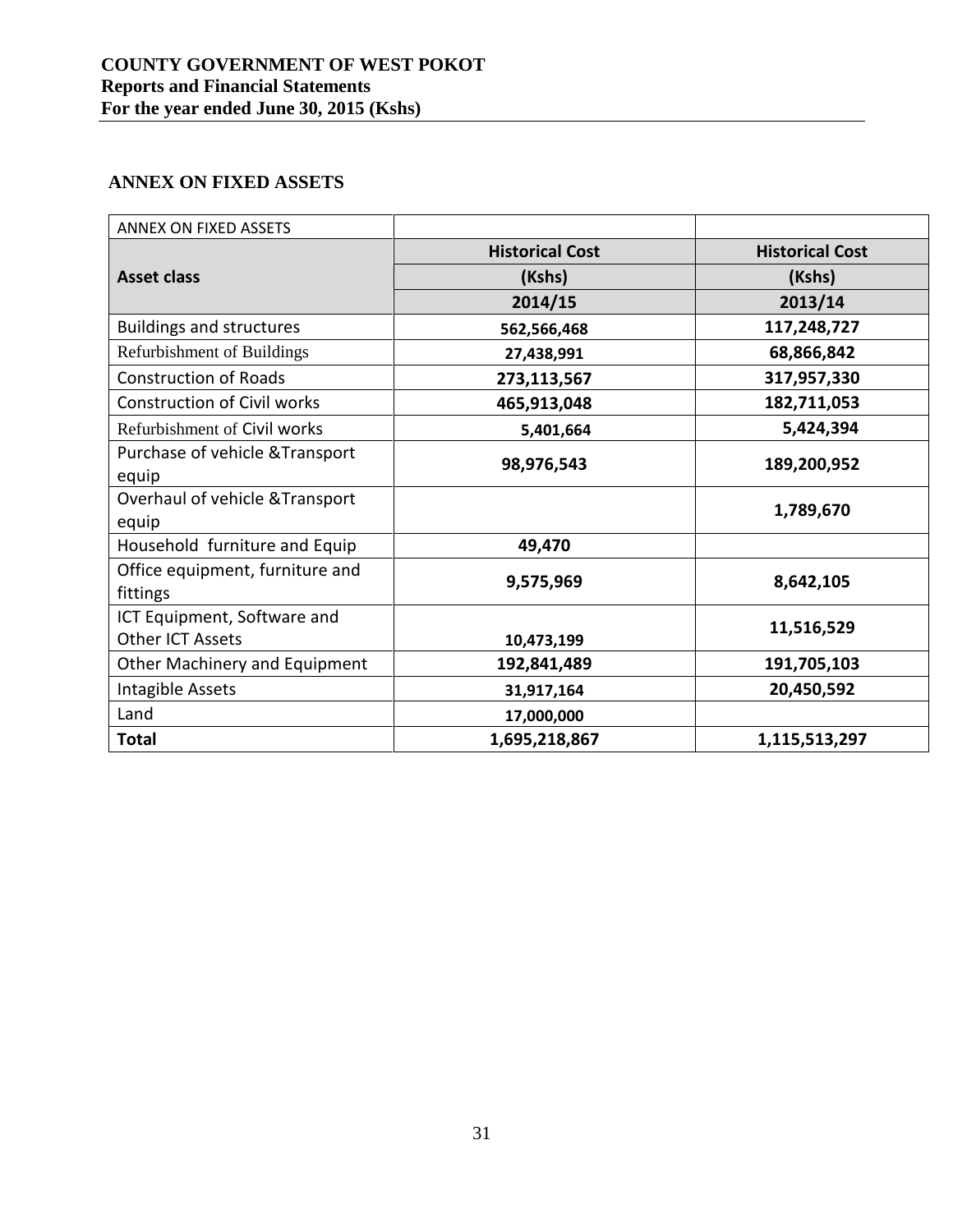## ANNEX ON FIXED ASSETS

| ANNEX ON FIXED ASSETS | | |
|---|---|---|
| **Asset class** | **Historical Cost (Kshs) 2014/15** | **Historical Cost (Kshs) 2013/14** |
| Buildings and structures | **562,566,468** | **117,248,727** |
| Refurbishment of Buildings | **27,438,991** | **68,866,842** |
| Construction of Roads | **273,113,567** | **317,957,330** |
| Construction of Civil works | **465,913,048** | **182,711,053** |
| Refurbishment of Civil works | **5,401,664** | **5,424,394** |
| Purchase of vehicle &Transport equip | **98,976,543** | **189,200,952** |
| Overhaul of vehicle &Transport equip | | **1,789,670** |
| Household furniture and Equip | **49,470** | |
| Office equipment, furniture and fittings | **9,575,969** | **8,642,105** |
| ICT Equipment, Software and Other ICT Assets | **10,473,199** | **11,516,529** |
| Other Machinery and Equipment | **192,841,489** | **191,705,103** |
| Intagible Assets | **31,917,164** | **20,450,592** |
| Land | **17,000,000** | |
| **Total** | **1,695,218,867** | **1,115,513,297** |